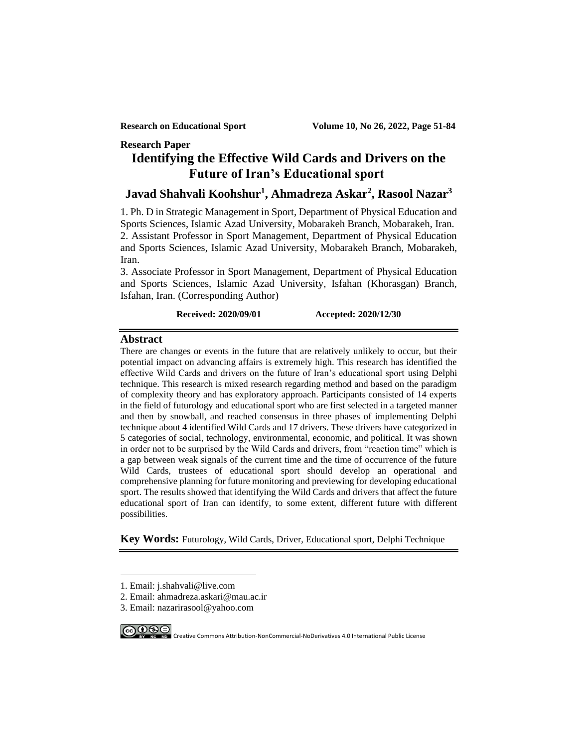**Research Paper**

# Identifying the Effective Wild Cards and Drivers on the Future of Iran's Educational sport

**Javad Shahvali Koohshur[1], Ahmadreza Askar[2], Rasool Nazar[3]**

1. Ph. D in Strategic Management in Sport, Department of Physical Education and Sports Sciences, Islamic Azad University, Mobarakeh Branch, Mobarakeh, Iran.
2. Assistant Professor in Sport Management, Department of Physical Education and Sports Sciences, Islamic Azad University, Mobarakeh Branch, Mobarakeh, Iran.
3. Associate Professor in Sport Management, Department of Physical Education and Sports Sciences, Islamic Azad University, Isfahan (Khorasgan) Branch, Isfahan, Iran. (Corresponding Author)

**Received: 2020/09/01** **Accepted: 2020/12/30**

## Abstract

There are changes or events in the future that are relatively unlikely to occur, but their potential impact on advancing affairs is extremely high. This research has identified the effective Wild Cards and drivers on the future of Iran's educational sport using Delphi technique. This research is mixed research regarding method and based on the paradigm of complexity theory and has exploratory approach. Participants consisted of 14 experts in the field of futurology and educational sport who are first selected in a targeted manner and then by snowball, and reached consensus in three phases of implementing Delphi technique about 4 identified Wild Cards and 17 drivers. These drivers have categorized in 5 categories of social, technology, environmental, economic, and political. It was shown in order not to be surprised by the Wild Cards and drivers, from "reaction time" which is a gap between weak signals of the current time and the time of occurrence of the future Wild Cards, trustees of educational sport should develop an operational and comprehensive planning for future monitoring and previewing for developing educational sport. The results showed that identifying the Wild Cards and drivers that affect the future educational sport of Iran can identify, to some extent, different future with different possibilities.

**Key Words:** Futurology, Wild Cards, Driver, Educational sport, Delphi Technique

---

1. Email: j.shahvali@live.com
2. Email: ahmadreza.askari@mau.ac.ir
3. Email: nazarirasool@yahoo.com

Creative Commons Attribution-NonCommercial-NoDerivatives 4.0 International Public License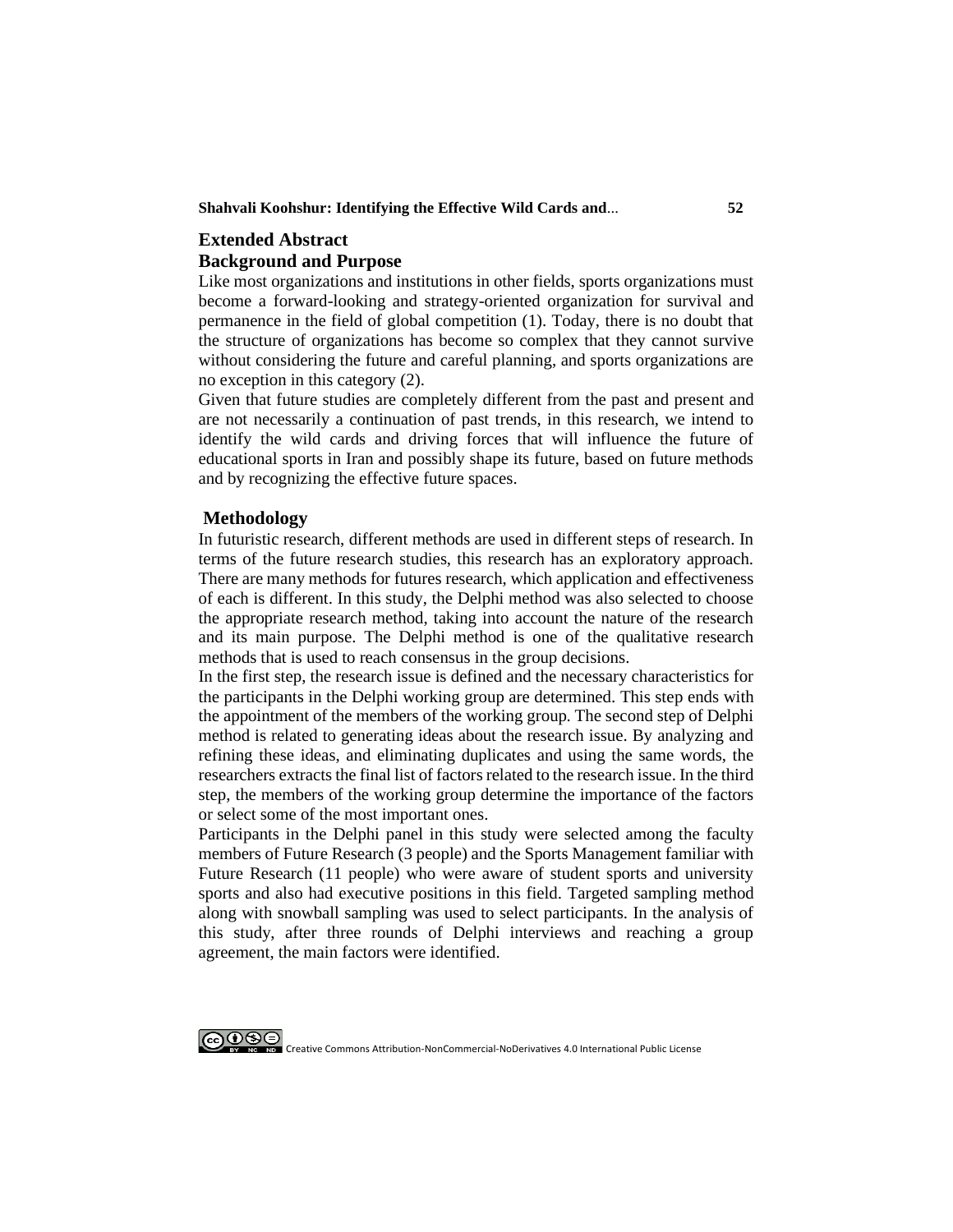## Extended Abstract

### Background and Purpose

Like most organizations and institutions in other fields, sports organizations must become a forward-looking and strategy-oriented organization for survival and permanence in the field of global competition (1). Today, there is no doubt that the structure of organizations has become so complex that they cannot survive without considering the future and careful planning, and sports organizations are no exception in this category (2).

Given that future studies are completely different from the past and present and are not necessarily a continuation of past trends, in this research, we intend to identify the wild cards and driving forces that will influence the future of educational sports in Iran and possibly shape its future, based on future methods and by recognizing the effective future spaces.

### Methodology

In futuristic research, different methods are used in different steps of research. In terms of the future research studies, this research has an exploratory approach. There are many methods for futures research, which application and effectiveness of each is different. In this study, the Delphi method was also selected to choose the appropriate research method, taking into account the nature of the research and its main purpose. The Delphi method is one of the qualitative research methods that is used to reach consensus in the group decisions.

In the first step, the research issue is defined and the necessary characteristics for the participants in the Delphi working group are determined. This step ends with the appointment of the members of the working group. The second step of Delphi method is related to generating ideas about the research issue. By analyzing and refining these ideas, and eliminating duplicates and using the same words, the researchers extracts the final list of factors related to the research issue. In the third step, the members of the working group determine the importance of the factors or select some of the most important ones.

Participants in the Delphi panel in this study were selected among the faculty members of Future Research (3 people) and the Sports Management familiar with Future Research (11 people) who were aware of student sports and university sports and also had executive positions in this field. Targeted sampling method along with snowball sampling was used to select participants. In the analysis of this study, after three rounds of Delphi interviews and reaching a group agreement, the main factors were identified.

Creative Commons Attribution-NonCommercial-NoDerivatives 4.0 International Public License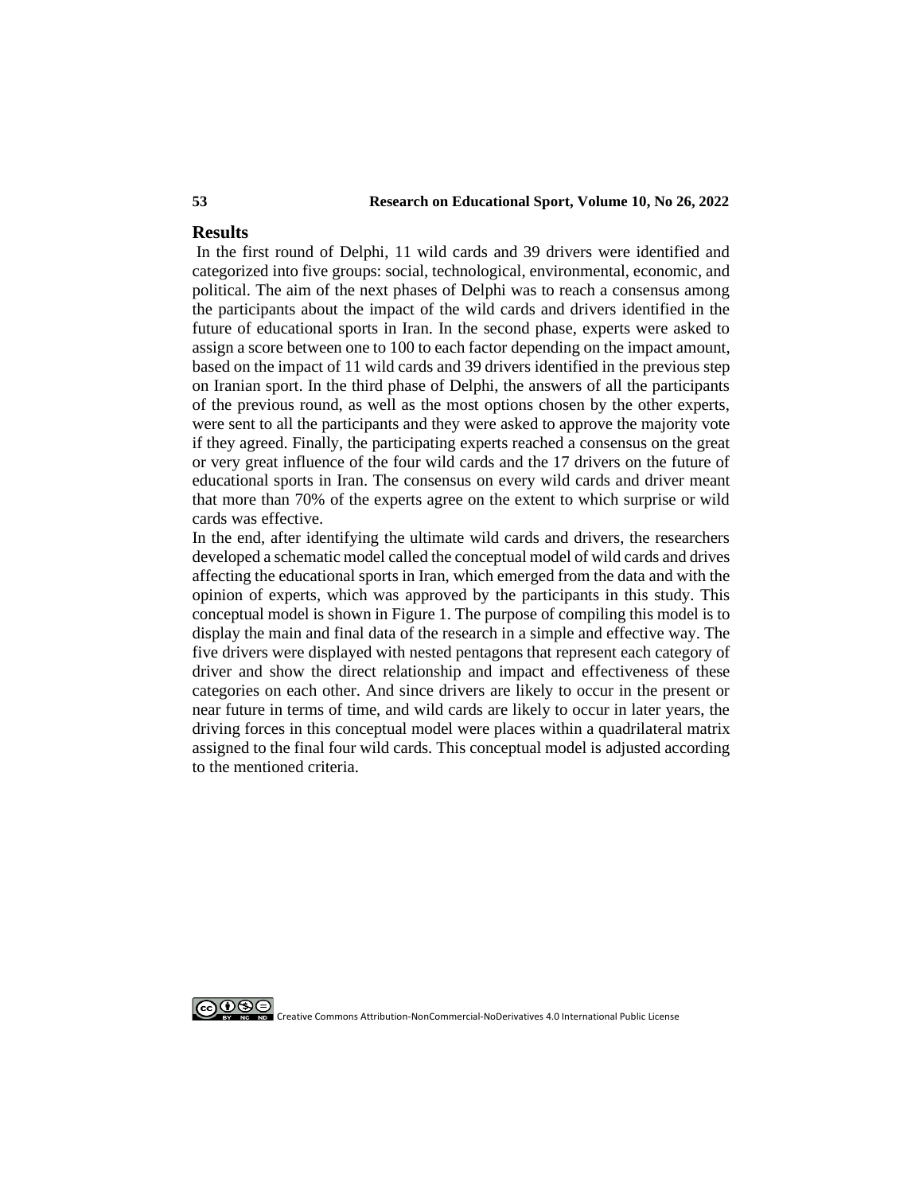## Results

In the first round of Delphi, 11 wild cards and 39 drivers were identified and categorized into five groups: social, technological, environmental, economic, and political. The aim of the next phases of Delphi was to reach a consensus among the participants about the impact of the wild cards and drivers identified in the future of educational sports in Iran. In the second phase, experts were asked to assign a score between one to 100 to each factor depending on the impact amount, based on the impact of 11 wild cards and 39 drivers identified in the previous step on Iranian sport. In the third phase of Delphi, the answers of all the participants of the previous round, as well as the most options chosen by the other experts, were sent to all the participants and they were asked to approve the majority vote if they agreed. Finally, the participating experts reached a consensus on the great or very great influence of the four wild cards and the 17 drivers on the future of educational sports in Iran. The consensus on every wild cards and driver meant that more than 70% of the experts agree on the extent to which surprise or wild cards was effective.

In the end, after identifying the ultimate wild cards and drivers, the researchers developed a schematic model called the conceptual model of wild cards and drives affecting the educational sports in Iran, which emerged from the data and with the opinion of experts, which was approved by the participants in this study. This conceptual model is shown in Figure 1. The purpose of compiling this model is to display the main and final data of the research in a simple and effective way. The five drivers were displayed with nested pentagons that represent each category of driver and show the direct relationship and impact and effectiveness of these categories on each other. And since drivers are likely to occur in the present or near future in terms of time, and wild cards are likely to occur in later years, the driving forces in this conceptual model were places within a quadrilateral matrix assigned to the final four wild cards. This conceptual model is adjusted according to the mentioned criteria.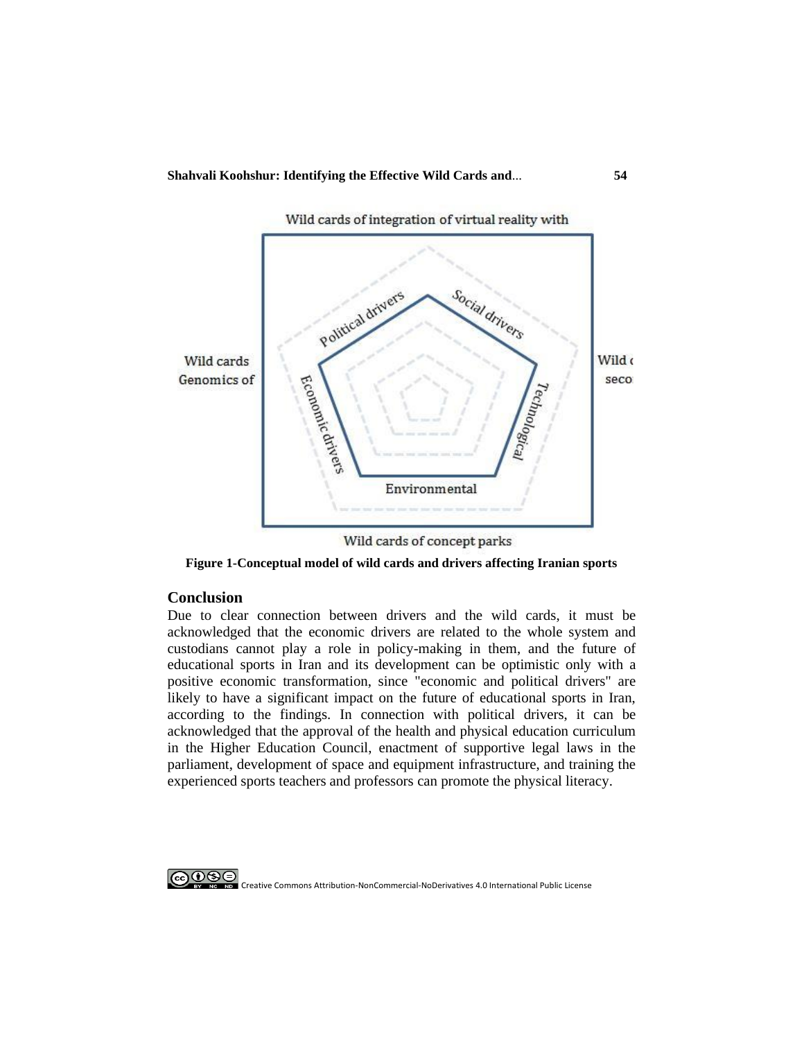Wild cards of integration of virtual reality with

Political drivers

Social drivers

Wild cards Genomics of

Wild c seco

Economic drivers

Technological

Environmental

Wild cards of concept parks

**Figure 1-Conceptual model of wild cards and drivers affecting Iranian sports**

## Conclusion

Due to clear connection between drivers and the wild cards, it must be acknowledged that the economic drivers are related to the whole system and custodians cannot play a role in policy-making in them, and the future of educational sports in Iran and its development can be optimistic only with a positive economic transformation, since "economic and political drivers" are likely to have a significant impact on the future of educational sports in Iran, according to the findings. In connection with political drivers, it can be acknowledged that the approval of the health and physical education curriculum in the Higher Education Council, enactment of supportive legal laws in the parliament, development of space and equipment infrastructure, and training the experienced sports teachers and professors can promote the physical literacy.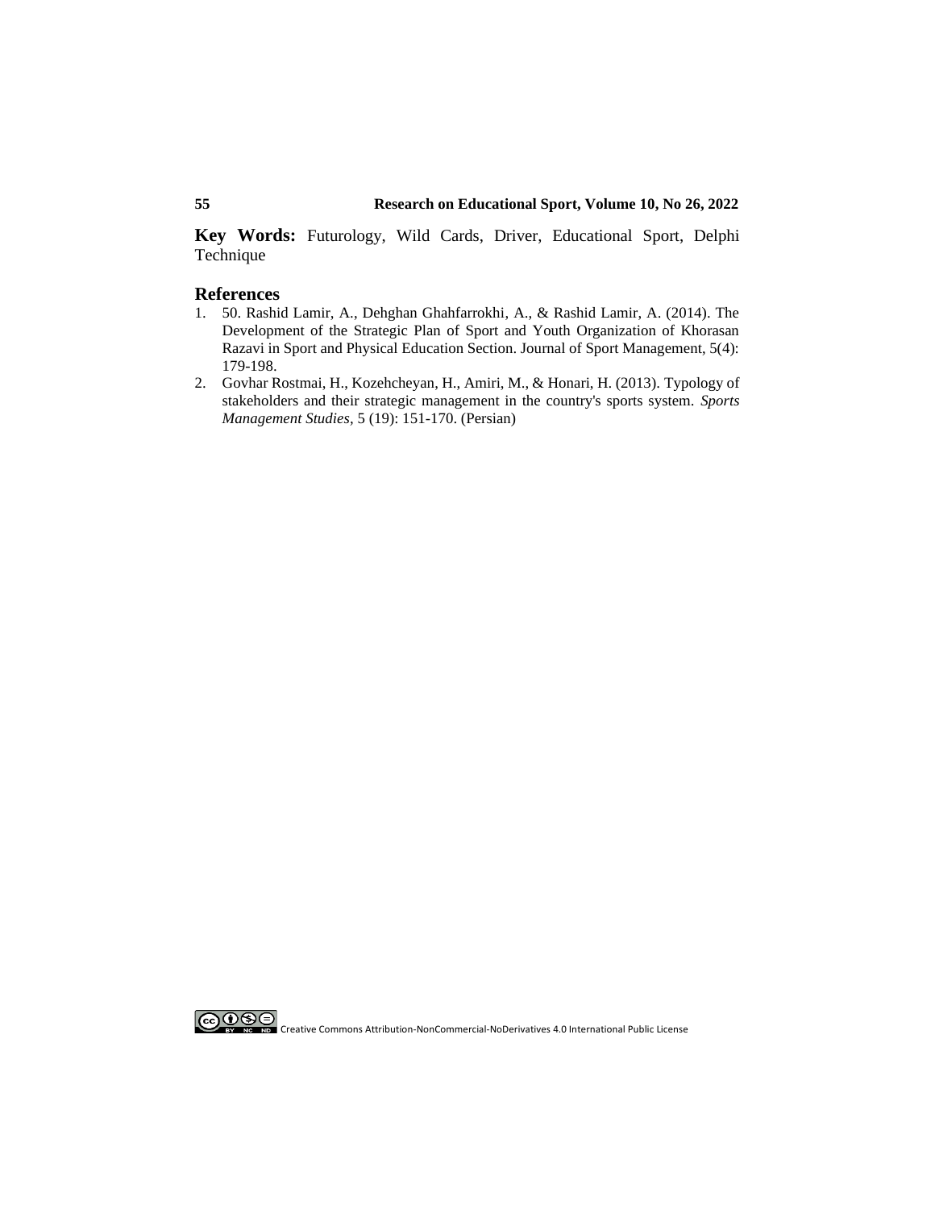**Key Words:** Futurology, Wild Cards, Driver, Educational Sport, Delphi Technique

## References

1. 50. Rashid Lamir, A., Dehghan Ghahfarrokhi, A., & Rashid Lamir, A. (2014). The Development of the Strategic Plan of Sport and Youth Organization of Khorasan Razavi in Sport and Physical Education Section. Journal of Sport Management, 5(4): 179-198.
2. Govhar Rostmai, H., Kozehcheyan, H., Amiri, M., & Honari, H. (2013). Typology of stakeholders and their strategic management in the country's sports system. *Sports Management Studies,* 5 (19): 151-170. (Persian)

Creative Commons Attribution-NonCommercial-NoDerivatives 4.0 International Public License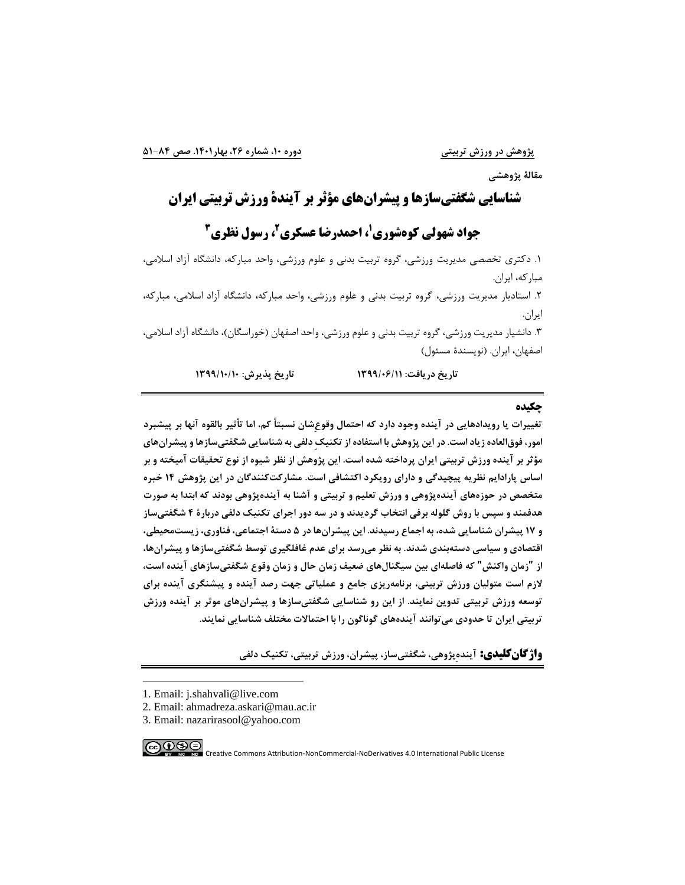مقالهٔ پژوهشی

# شناسایی شگفتی‌سازها و پیشران‌های مؤثر بر آیندهٔ ورزش تربیتی ایران

## جواد شهولی کوه‌شوری[1]، احمدرضا عسکری[2]، رسول نظری[3]

۱. دکتری تخصصی مدیریت ورزشی، گروه تربیت بدنی و علوم ورزشی، واحد مبارکه، دانشگاه آزاد اسلامی، مبارکه، ایران.

۲. استادیار مدیریت ورزشی، گروه تربیت بدنی و علوم ورزشی، واحد مبارکه، دانشگاه آزاد اسلامی، مبارکه، ایران.

۳. دانشیار مدیریت ورزشی، گروه تربیت بدنی و علوم ورزشی، واحد اصفهان (خوراسگان)، دانشگاه آزاد اسلامی، اصفهان، ایران. (نویسندهٔ مسئول)

تاریخ دریافت: ۱۳۹۹/۰۶/۱۱ &nbsp;&nbsp;&nbsp;&nbsp;&nbsp;&nbsp;&nbsp;&nbsp; تاریخ پذیرش: ۱۳۹۹/۱۰/۱۰

### چکیده

**تغییرات یا رویدادهایی در آینده وجود دارد که احتمال وقوعِ‌شان نسبتاً کم، اما تأثیر بالقوه آنها بر پیشبرد امور، فوق‌العاده زیاد است. در این پژوهش با استفاده از تکنیکِ دلفی به شناسایی شگفتی‌سازها و پیشران‌های مؤثر بر آینده ورزش تربیتی ایران پرداخته شده است. این پژوهش از نظر شیوه از نوع تحقیقات آمیخته و بر اساس پارادایم نظریه پیچیدگی و دارای رویکرد اکتشافی است. مشارکت‌کنندگان در این پژوهش ۱۴ خبره متخصص در حوزه‌های آینده‌پژوهی و ورزش تعلیم و تربیتی و آشنا به آینده‌پژوهی بودند که ابتدا به صورت هدفمند و سپس با روش گلوله برفی انتخاب گردیدند و در سه دور اجرای تکنیک دلفی دربارهٔ ۴ شگفتی‌ساز و ۱۷ پیشران شناسایی شده، به اجماع رسیدند. این پیشران‌ها در ۵ دستهٔ اجتماعی، فناوری، زیست‌محیطی، اقتصادی و سیاسی دسته‌بندی شدند. به نظر می‌رسد برای عدم غافلگیری توسط شگفتی‌سازها و پیشران‌ها، از "زمان واکنش" که فاصله‌ای بین سیگنال‌های ضعیف زمان حال و زمان وقوع شگفتی‌سازهای آینده است، لازم است متولیان ورزش تربیتی، برنامه‌ریزی جامع و عملیاتی جهت رصد آینده و پیشنگری آینده برای توسعه ورزش تربیتی تدوین نمایند. از این رو شناسایی شگفتی‌سازها و پیشران‌های موثر بر آینده ورزش تربیتی ایران تا حدودی می‌توانند آینده‌های گوناگون را با احتمالات مختلف شناسایی نمایند.**

**واژگان‌کلیدی:** آینده‌ِپژوهی، شگفتی‌ساز، پیشران، ورزش تربیتی، تکنیک دلفی

---

1. Email: j.shahvali@live.com
2. Email: ahmadreza.askari@mau.ac.ir
3. Email: nazarirasool@yahoo.com

Creative Commons Attribution-NonCommercial-NoDerivatives 4.0 International Public License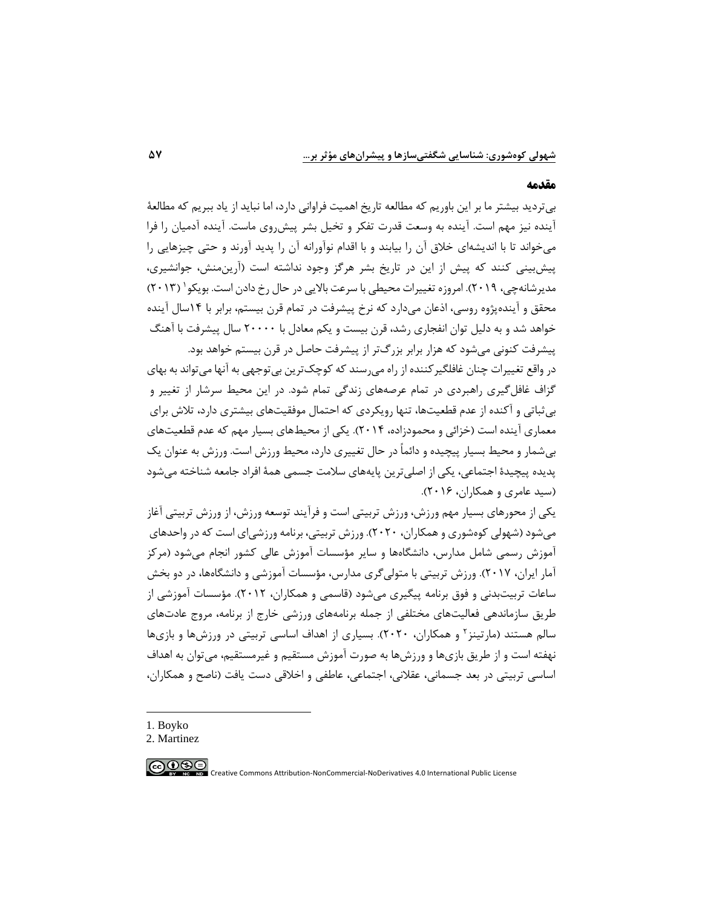## مقدمه

بی‌تردید بیشتر ما بر این باوریم که مطالعه تاریخ اهمیت فراوانی دارد، اما نباید از یاد ببریم که مطالعهٔ آینده نیز مهم است. آینده به وسعت قدرت تفکر و تخیل بشر پیش‌روی ماست. آینده آدمیان را فرا می‌خواند تا با اندیشه‌ای خلاق آن را بیابند و با اقدام نوآورانه آن را پدید آورند و حتی چیزهایی را پیش‌بینی کنند که پیش از این در تاریخ بشر هرگز وجود نداشته است (آرین‌منش، جوانشیری، مدیرشانه‌چی، ۲۰۱۹). امروزه تغییرات محیطی با سرعت بالایی در حال رخ دادن است. بویکو[1] (۲۰۱۳) محقق و آینده‌پژوه روسی، اذعان می‌دارد که نرخ پیشرفت در تمام قرن بیستم، برابر با ۱۴سال آینده خواهد شد و به دلیل توان انفجاری رشد، قرن بیست و یکم معادل با ۲۰۰۰۰ سال پیشرفت با آهنگ پیشرفت کنونی می‌شود که هزار برابر بزرگ‌تر از پیشرفت حاصل در قرن بیستم خواهد بود.

در واقع تغییرات چنان غافلگیرکننده از راه می‌رسند که کوچک‌ترین بی‌توجهی به آنها می‌تواند به بهای گزاف غافل‌گیری راهبردی در تمام عرصه‌های زندگی تمام شود. در این محیط سرشار از تغییر و بی‌ثباتی و آکنده از عدم قطعیت‌ها، تنها رویکردی که احتمال موفقیت‌های بیشتری دارد، تلاش برای معماری آینده است (خزائی و محمودزاده، ۲۰۱۴). یکی از محیط‌های بسیار مهم که عدم قطعیت‌های بی‌شمار و محیط بسیار پیچیده و دائماً در حال تغییری دارد، محیط ورزش است. ورزش به عنوان یک پدیده پیچیدهٔ اجتماعی، یکی از اصلی‌ترین پایه‌های سلامت جسمی همهٔ افراد جامعه شناخته می‌شود (سید عامری و همکاران، ۲۰۱۶).

یکی از محورهای بسیار مهم ورزش، ورزش تربیتی است و فرآیند توسعه ورزش، از ورزش تربیتی آغاز می‌شود (شهولی کوه‌شوری و همکاران، ۲۰۲۰). ورزش تربیتی، برنامه ورزشی‌ای است که در واحدهای آموزش رسمی شامل مدارس، دانشگاه‌ها و سایر مؤسسات آموزش عالی کشور انجام می‌شود (مرکز آمار ایران، ۲۰۱۷). ورزش تربیتی با متولی‌گری مدارس، مؤسسات آموزشی و دانشگاه‌ها، در دو بخش ساعات تربیت‌بدنی و فوق برنامه پیگیری می‌شود (قاسمی و همکاران، ۲۰۱۲). مؤسسات آموزشی از طریق سازماندهی فعالیت‌های مختلفی از جمله برنامه‌های ورزشی خارج از برنامه، مروج عادت‌های سالم هستند (مارتینز[2] و همکاران، ۲۰۲۰). بسیاری از اهداف اساسی تربیتی در ورزش‌ها و بازی‌ها نهفته است و از طریق بازی‌ها و ورزش‌ها به صورت آموزش مستقیم و غیرمستقیم، می‌توان به اهداف اساسی تربیتی در بعد جسمانی، عقلانی، اجتماعی، عاطفی و اخلاقی دست یافت (ناصح و همکاران،

---

1. Boyko
2. Martinez

Creative Commons Attribution-NonCommercial-NoDerivatives 4.0 International Public License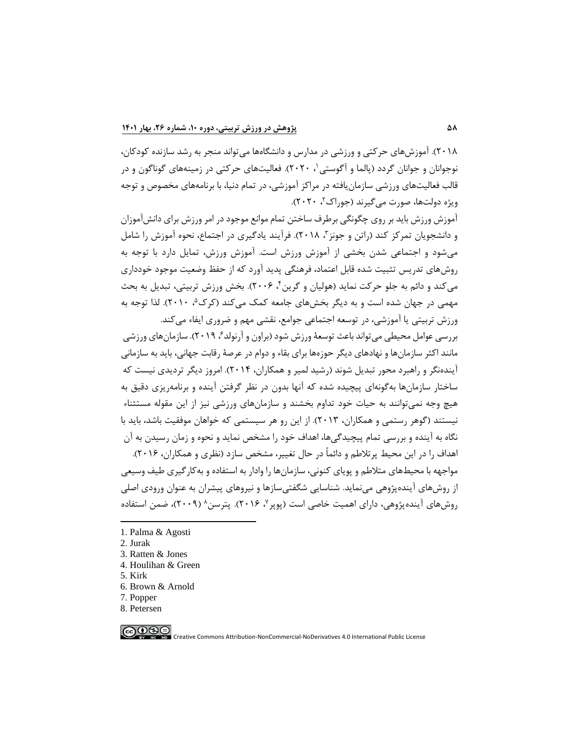۲۰۱۸). آموزش‌های حرکتی و ورزشی در مدارس و دانشگاه‌ها می‌تواند منجر به رشد سازنده کودکان، نوجوانان و جوانان گردد (پالما و آگوستی[1]، ۲۰۲۰). فعالیت‌های حرکتی در زمینه‌های گوناگون و در قالب فعالیت‌های ورزشی سازمان‌یافته در مراکز آموزشی، در تمام دنیا، با برنامه‌های مخصوص و توجه ویژه دولت‌ها، صورت می‌گیرند (جوراک[2]، ۲۰۲۰).

آموزش ورزش باید بر روی چگونگی برطرف ساختن تمام موانع موجود در امر ورزش برای دانش‌آموزان و دانشجویان تمرکز کند (راتن و جونز[3]، ۲۰۱۸). فرآیند یادگیری در اجتماع، نحوه آموزش را شامل می‌شود و اجتماعی شدن بخشی از آموزش ورزش است. آموزش ورزش، تمایل دارد با توجه به روش‌های تدریس تثبیت شده قابل اعتماد، فرهنگی پدید آورد که از حفظ وضعیت موجود خودداری می‌کند و دائم به جلو حرکت نماید (هولیان و گرین[4]، ۲۰۰۶). بخش ورزش تربیتی، تبدیل به بحث مهمی در جهان شده است و به دیگر بخش‌های جامعه کمک می‌کند (کرک[5]، ۲۰۱۰). لذا توجه به ورزش تربیتی یا آموزشی، در توسعه اجتماعی جوامع، نقشی مهم و ضروری ایفاء می‌کند.

بررسی عوامل محیطی می‌تواند باعث توسعهٔ ورزش شود (براون و آرنولد[6]، ۲۰۱۹). سازمان‌های ورزشی مانند اکثر سازمان‌ها و نهادهای دیگر حوزه‌ها برای بقاء و دوام در عرصهٔ رقابت جهانی، باید به سازمانی آینده‌نگر و راهبرد محور تبدیل شوند (رشید لمیر و همکاران، ۲۰۱۴). امروز دیگر تردیدی نیست که ساختار سازمان‌ها به‌گونه‌ای پیچیده شده که آنها بدون در نظر گرفتن آینده و برنامه‌ریزی دقیق به هیچ وجه نمی‌توانند به حیات خود تداوم بخشند و سازمان‌های ورزشی نیز از این مقوله مستثناء نیستند (گوهر رستمی و همکاران، ۲۰۱۳). از این رو هر سیستمی که خواهان موفقیت باشد، باید با نگاه به آینده و بررسی تمام پیچیدگی‌ها، اهداف خود را مشخص نماید و نحوه و زمان رسیدن به آن اهداف را در این محیط پرتلاطم و دائماً در حال تغییر، مشخص سازد (نظری و همکاران، ۲۰۱۶).

مواجهه با محیط‌های متلاطم و پویای کنونی، سازمان‌ها را وادار به استفاده و به‌کارگیری طیف وسیعی از روش‌های آینده‌پژوهی می‌نماید. شناسایی شگفتی‌سازها و نیروهای پیشران به عنوان ورودی اصلی روش‌های آینده‌پژوهی، دارای اهمیت خاصی است (پوپر[7]، ۲۰۱۶). پترسن[8] (۲۰۰۹)، ضمن استفاده

---

1. Palma & Agosti
2. Jurak
3. Ratten & Jones
4. Houlihan & Green
5. Kirk
6. Brown & Arnold
7. Popper
8. Petersen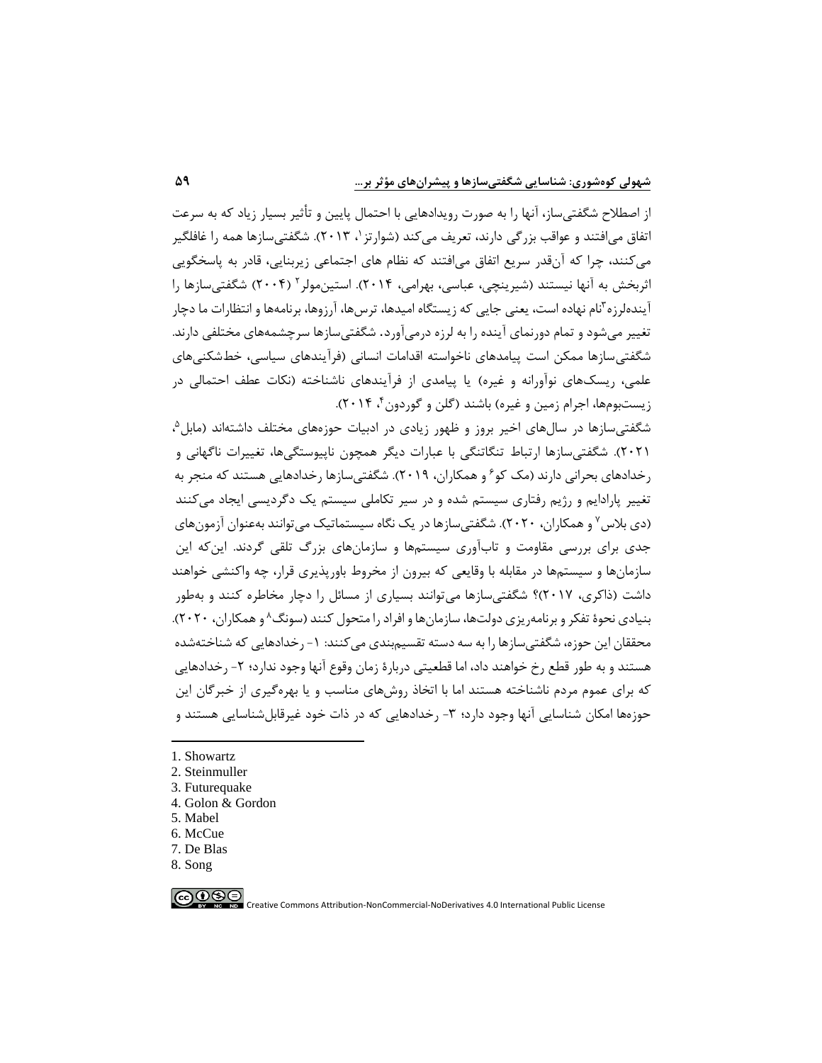از اصطلاح شگفتی‌ساز، آنها را به صورت رویدادهایی با احتمال پایین و تأثیر بسیار زیاد که به سرعت اتفاق می‌افتند و عواقب بزرگی دارند، تعریف می‌کند (شوارتز[1]، ۲۰۱۳). شگفتی‌سازها همه را غافلگیر می‌کنند، چرا که آن‌قدر سریع اتفاق می‌افتند که نظام های اجتماعی زیربنایی، قادر به پاسخگویی اثربخش به آنها نیستند (شیرینچی، عباسی، بهرامی، ۲۰۱۴). استین‌مولر[2] (۲۰۰۴) شگفتی‌سازها را آینده‌لرزه[3]نام نهاده است، یعنی جایی که زیستگاه امیدها، ترس‌ها، آرزوها، برنامه‌ها و انتظارات ما دچار تغییر می‌شود و تمام دورنمای آینده را به لرزه درمی‌آورد. شگفتی‌سازها سرچشمه‌های مختلفی دارند. شگفتی‌سازها ممکن است پیامدهای ناخواسته اقدامات انسانی (فرآیندهای سیاسی، خط‌شکنی‌های علمی، ریسک‌های نوآورانه و غیره) یا پیامدی از فرآیندهای ناشناخته (نکات عطف احتمالی در زیست‌بوم‌ها، اجرام زمین و غیره) باشند (گلن و گوردون[4]، ۲۰۱۴).

شگفتی‌سازها در سال‌های اخیر بروز و ظهور زیادی در ادبیات حوزه‌های مختلف داشته‌اند (مابل[5]، ۲۰۲۱). شگفتی‌سازها ارتباط تنگاتنگی با عبارات دیگر همچون ناپیوستگی‌ها، تغییرات ناگهانی و رخدادهای بحرانی دارند (مک کو[6] و همکاران، ۲۰۱۹). شگفتی‌سازها رخدادهایی هستند که منجر به تغییر پارادایم و رژیم رفتاری سیستم شده و در سیر تکاملی سیستم یک دگردیسی ایجاد می‌کنند (دی بلاس[7] و همکاران، ۲۰۲۰). شگفتی‌سازها در یک نگاه سیستماتیک می‌توانند به‌عنوان آزمون‌های جدی برای بررسی مقاومت و تاب‌آوری سیستم‌ها و سازمان‌های بزرگ تلقی گردند. این‌که این سازمان‌ها و سیستم‌ها در مقابله با وقایعی که بیرون از مخروط باورپذیری قرار، چه واکنشی خواهند داشت (ذاکری، ۲۰۱۷)؟ شگفتی‌سازها می‌توانند بسیاری از مسائل را دچار مخاطره کنند و به‌طور بنیادی نحوهٔ تفکر و برنامه‌ریزی دولت‌ها، سازمان‌ها و افراد را متحول کنند (سونگ[8] و همکاران، ۲۰۲۰). محققان این حوزه، شگفتی‌سازها را به سه دسته تقسیم‌بندی می‌کنند: ۱- رخدادهایی که شناخته‌شده هستند و به طور قطع رخ خواهند داد، اما قطعیتی دربارهٔ زمان وقوع آنها وجود ندارد؛ ۲- رخدادهایی که برای عموم مردم ناشناخته هستند اما با اتخاذ روش‌های مناسب و یا بهره‌گیری از خبرگان این حوزه‌ها امکان شناسایی آنها وجود دارد؛ ۳- رخدادهایی که در ذات خود غیرقابل‌شناسایی هستند و

---

1. Showartz
2. Steinmuller
3. Futurequake
4. Golon & Gordon
5. Mabel
6. McCue
7. De Blas
8. Song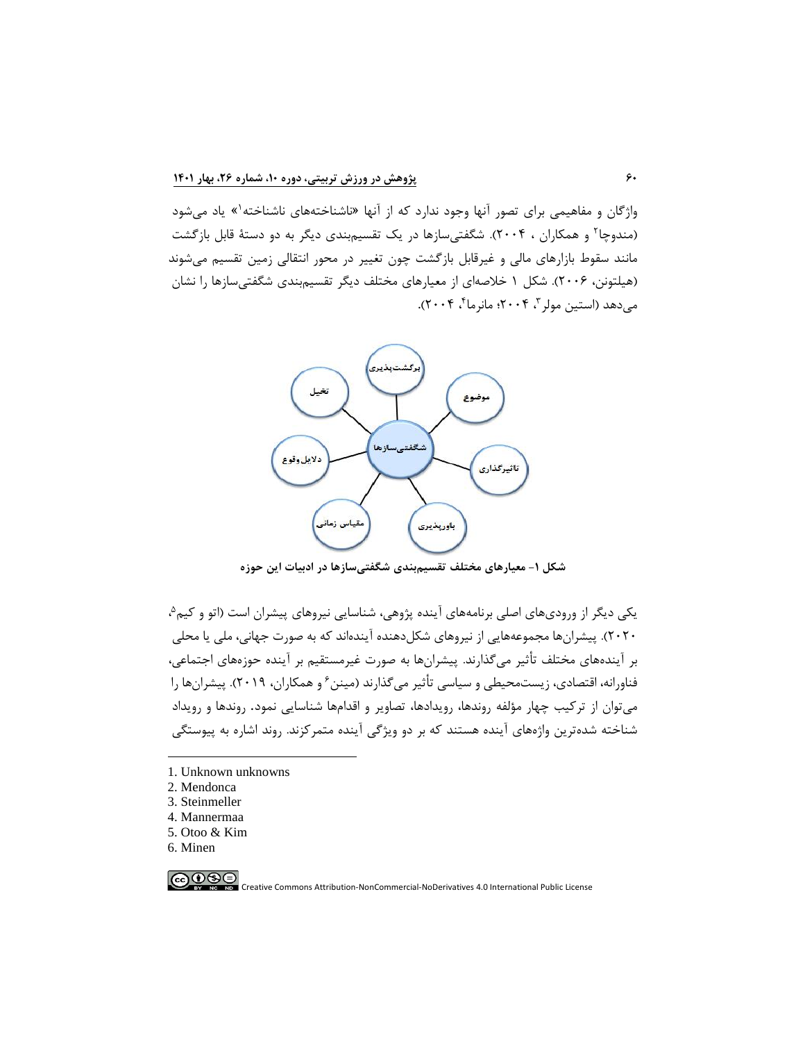واژگان و مفاهیمی برای تصور آنها وجود ندارد که از آنها «ناشناخته‌های ناشناخته[1]» یاد می‌شود (مندوچا[2] و همکاران ، ۲۰۰۴). شگفتی‌سازها در یک تقسیم‌بندی دیگر به دو دستهٔ قابل بازگشت مانند سقوط بازارهای مالی و غیرقابل بازگشت چون تغییر در محور انتقالی زمین تقسیم می‌شوند (هیلتونن، ۲۰۰۶). شکل ۱ خلاصه‌ای از معیارهای مختلف دیگر تقسیم‌بندی شگفتی‌سازها را نشان می‌دهد (استین مولر[3]، ۲۰۰۴؛ مانرما[4]، ۲۰۰۴).

شگفتی‌سازها: برگشت‌پذیری، موضوع، تأثیرگذاری، باورپذیری، مقیاس زمانی، دلایل وقوع، تخیل

**شکل ۱- معیارهای مختلف تقسیم‌بندی شگفتی‌سازها در ادبیات این حوزه**

یکی دیگر از ورودی‌های اصلی برنامه‌های آینده پژوهی، شناسایی نیروهای پیشران است (اتو و کیم[5]، ۲۰۲۰). پیشران‌ها مجموعه‌هایی از نیروهای شکل‌دهنده آینده‌اند که به صورت جهانی، ملی یا محلی بر آینده‌های مختلف تأثیر می‌گذارند. پیشران‌ها به صورت غیرمستقیم بر آینده حوزه‌های اجتماعی، فناورانه، اقتصادی، زیست‌محیطی و سیاسی تأثیر می‌گذارند (مینن[6] و همکاران، ۲۰۱۹). پیشران‌ها را می‌توان از ترکیب چهار مؤلفه روندها، رویدادها، تصاویر و اقدام‌ها شناسایی نمود. روندها و رویداد شناخته شده‌ترین واژه‌های آینده هستند که بر دو ویژگی آینده متمرکزند. روند اشاره به پیوستگی

1. Unknown unknowns
2. Mendonca
3. Steinmeller
4. Mannermaa
5. Otoo & Kim
6. Minen

Creative Commons Attribution-NonCommercial-NoDerivatives 4.0 International Public License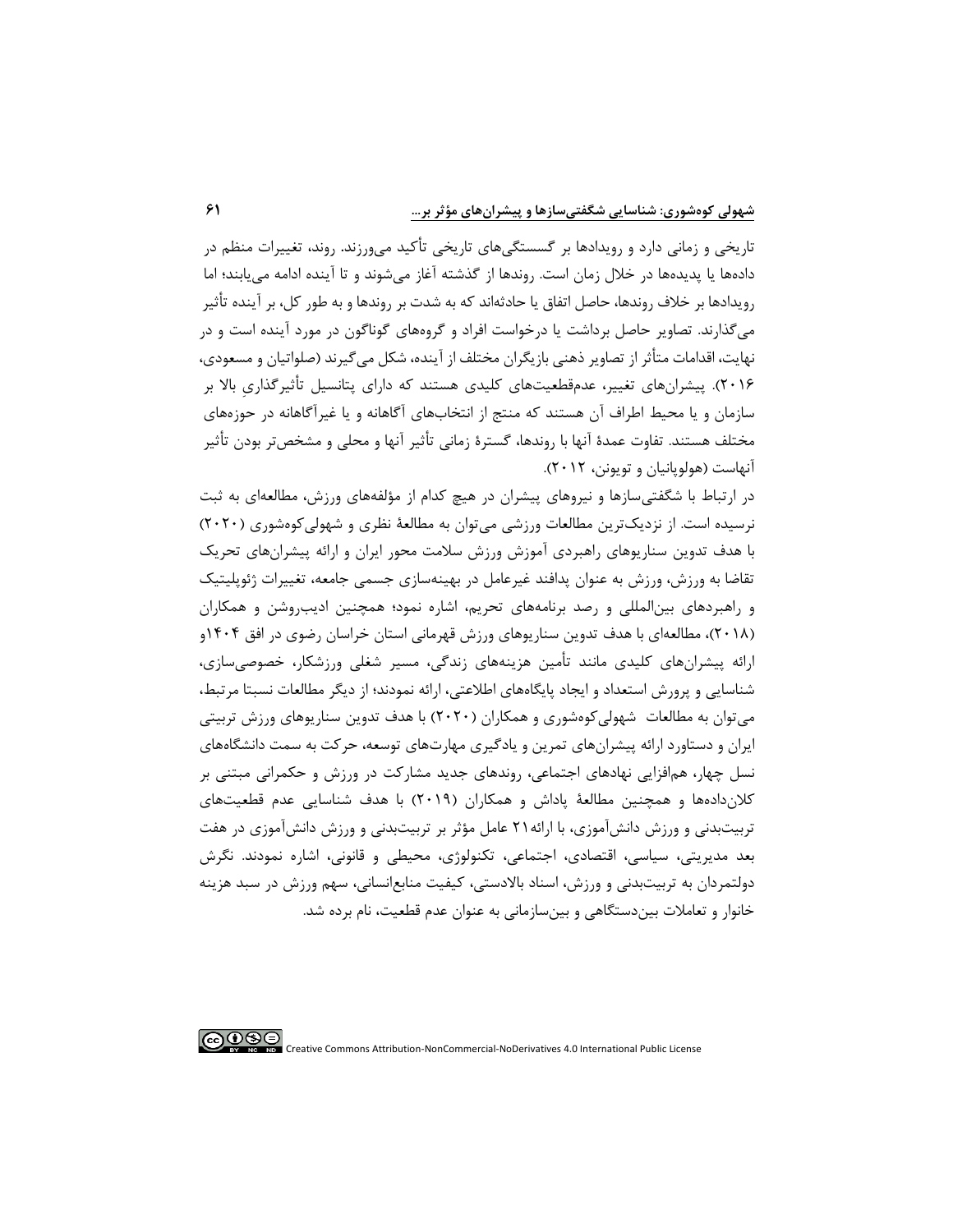تاریخی و زمانی دارد و رویدادها بر گسستگی‌های تاریخی تأکید می‌ورزند. روند، تغییرات منظم در داده‌ها یا پدیده‌ها در خلال زمان است. روندها از گذشته آغاز می‌شوند و تا آینده ادامه می‌یابند؛ اما رویدادها بر خلاف روندها، حاصل اتفاق یا حادثه‌اند که به شدت بر روندها و به طور کل، بر آینده تأثیر می‌گذارند. تصاویر حاصل برداشت یا درخواست افراد و گروه‌های گوناگون در مورد آینده است و در نهایت، اقدامات متأثر از تصاویر ذهنی بازیگران مختلف از آینده، شکل می‌گیرند (صلواتیان و مسعودی، ۲۰۱۶). پیشران‌های تغییر، عدم‌قطعیت‌های کلیدی هستند که دارای پتانسیل تأثیرگذاریِ بالا بر سازمان و یا محیط اطراف آن هستند که منتج از انتخاب‌های آگاهانه و یا غیرآگاهانه در حوزه‌های مختلف هستند. تفاوت عمدهٔ آنها با روندها، گسترهٔ زمانی تأثیر آنها و محلی و مشخص‌تر بودن تأثیر آنهاست (هولوپانیان و تویونن، ۲۰۱۲).

در ارتباط با شگفتی‌سازها و نیروهای پیشران در هیچ کدام از مؤلفه‌های ورزش، مطالعه‌ای به ثبت نرسیده است. از نزدیک‌ترین مطالعات ورزشی می‌توان به مطالعهٔ نظری و شهولی‌کوه‌شوری (۲۰۲۰) با هدف تدوین سناریوهای راهبردی آموزش ورزش سلامت محور ایران و ارائه پیشران‌های تحریک تقاضا به ورزش، ورزش به عنوان پدافند غیرعامل در بهینه‌سازی جسمی جامعه، تغییرات ژئوپلیتیک و راهبردهای بین‌المللی و رصد برنامه‌های تحریم، اشاره نمود؛ همچنین ادیب‌روشن و همکاران (۲۰۱۸)، مطالعه‌ای با هدف تدوین سناریوهای ورزش قهرمانی استان خراسان رضوی در افق ۱۴۰۴و ارائه پیشران‌های کلیدی مانند تأمین هزینه‌های زندگی، مسیر شغلی ورزشکار، خصوصی‌سازی، شناسایی و پرورش استعداد و ایجاد پایگاه‌های اطلاعتی، ارائه نمودند؛ از دیگر مطالعات نسبتا مرتبط، می‌توان به مطالعات شهولی‌کوه‌شوری و همکاران (۲۰۲۰) با هدف تدوین سناریوهای ورزش تربیتی ایران و دستاورد ارائه پیشران‌های تمرین و یادگیری مهارت‌های توسعه، حرکت به سمت دانشگاه‌های نسل چهار، هم‌افزایی نهادهای اجتماعی، روندهای جدید مشارکت در ورزش و حکمرانی مبتنی بر کلان‌داده‌ها و همچنین مطالعهٔ پاداش و همکاران (۲۰۱۹) با هدف شناسایی عدم قطعیت‌های تربیت‌بدنی و ورزش دانش‌آموزی، با ارائه۲۱ عامل مؤثر بر تربیت‌بدنی و ورزش دانش‌آموزی در هفت بعد مدیریتی، سیاسی، اقتصادی، اجتماعی، تکنولوژی، محیطی و قانونی، اشاره نمودند. نگرش دولتمردان به تربیت‌بدنی و ورزش، اسناد بالادستی، کیفیت منابع‌انسانی، سهم ورزش در سبد هزینه خانوار و تعاملات بین‌دستگاهی و بین‌سازمانی به عنوان عدم قطعیت، نام برده شد.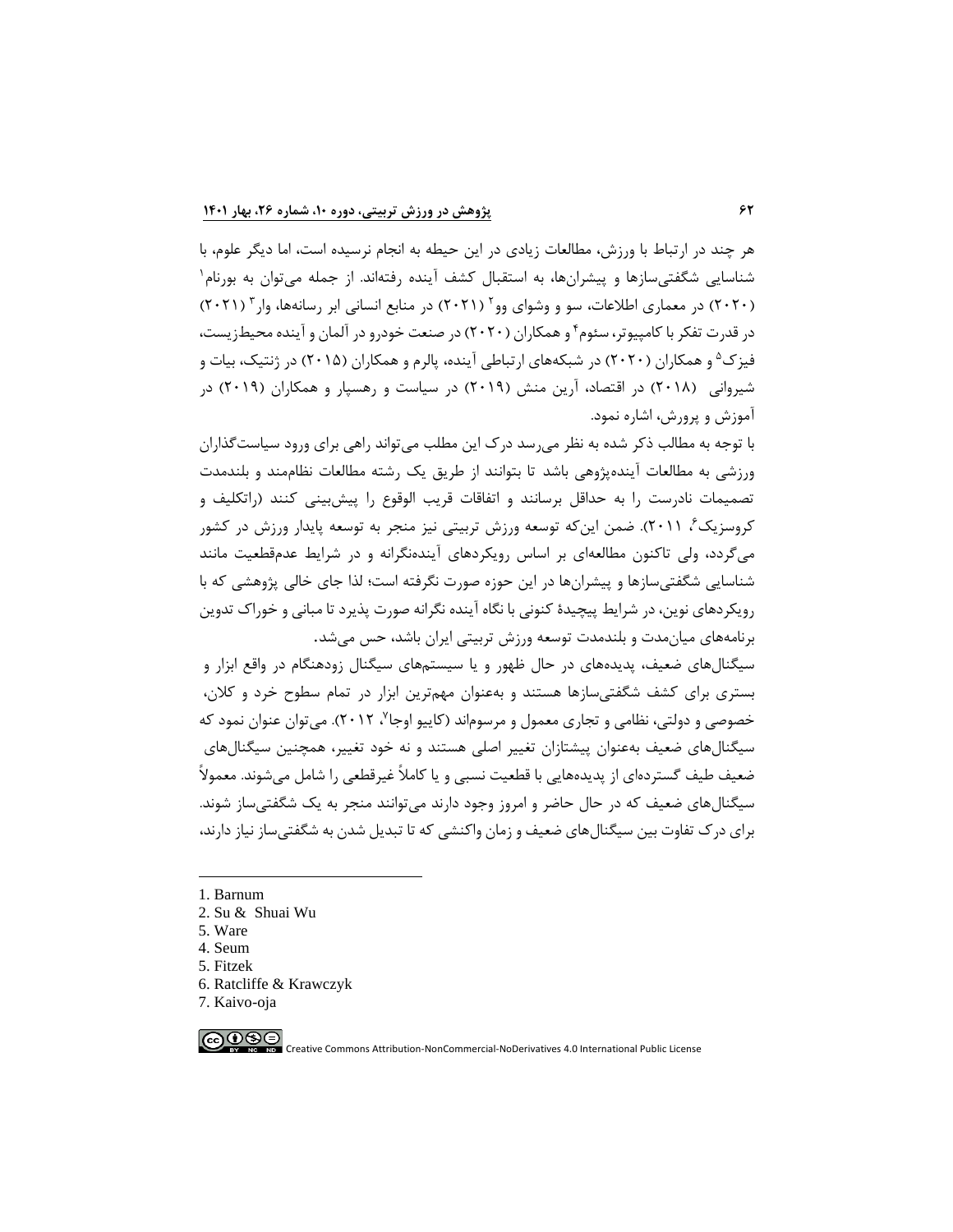هر چند در ارتباط با ورزش، مطالعات زیادی در این حیطه به انجام نرسیده است، اما دیگر علوم، با شناسایی شگفتی‌سازها و پیشران‌ها، به استقبال کشف آینده رفته‌اند. از جمله می‌توان به بورنام[1] (۲۰۲۰) در معماری اطلاعات، سو و وشوای وو[2] (۲۰۲۱) در منابع انسانی ابر رسانه‌ها، وار[3] (۲۰۲۱) در قدرت تفکر با کامپیوتر، سئوم[4] و همکاران (۲۰۲۰) در صنعت خودرو در آلمان و آینده محیط‌زیست، فیزک[5] و همکاران (۲۰۲۰) در شبکه‌های ارتباطی آینده، پالرم و همکاران (۲۰۱۵) در ژنتیک، بیات و شیروانی (۲۰۱۸) در اقتصاد، آرین منش (۲۰۱۹) در سیاست و رهسپار و همکاران (۲۰۱۹) در آموزش و پرورش، اشاره نمود.

با توجه به مطالب ذکر شده به نظر می‌رسد درک این مطلب می‌تواند راهی برای ورود سیاست‌گذاران ورزشی به مطالعات آینده‌پژوهی باشد تا بتوانند از طریق یک رشته مطالعات نظام‌مند و بلندمدت تصمیمات نادرست را به حداقل برسانند و اتفاقات قریب الوقوع را پیش‌بینی کنند (راتکلیف و کروسزیک[6]، ۲۰۱۱). ضمن این‌که توسعه ورزش تربیتی نیز منجر به توسعه پایدار ورزش در کشور می‌گردد، ولی تاکنون مطالعه‌ای بر اساس رویکردهای آینده‌نگرانه و در شرایط عدم‌قطعیت مانند شناسایی شگفتی‌سازها و پیشران‌ها در این حوزه صورت نگرفته است؛ لذا جای خالی پژوهشی که با رویکردهای نوین، در شرایط پیچیدهٔ کنونی با نگاه آینده نگرانه صورت پذیرد تا مبانی و خوراک تدوین برنامه‌های میان‌مدت و بلندمدت توسعه ورزش تربیتی ایران باشد، حس می‌شد.

سیگنال‌های ضعیف، پدیده‌های در حال ظهور و یا سیستم‌های سیگنال زودهنگام در واقع ابزار و بستری برای کشف شگفتی‌سازها هستند و به‌عنوان مهم‌ترین ابزار در تمام سطوح خرد و کلان، خصوصی و دولتی، نظامی و تجاری معمول و مرسوم‌اند (کاییو اوجا[7]، ۲۰۱۲). می‌توان عنوان نمود که سیگنال‌های ضعیف به‌عنوان پیشتازان تغییر اصلی هستند و نه خود تغییر، همچنین سیگنال‌های ضعیف طیف گسترده‌ای از پدیده‌هایی با قطعیت نسبی و یا کاملاً غیرقطعی را شامل می‌شوند. معمولاً سیگنال‌های ضعیف که در حال حاضر و امروز وجود دارند می‌توانند منجر به یک شگفتی‌ساز شوند. برای درک تفاوت بین سیگنال‌های ضعیف و زمان واکنشی که تا تبدیل شدن به شگفتی‌ساز نیاز دارند،

---

1. Barnum
2. Su & Shuai Wu
5. Ware
4. Seum
5. Fitzek
6. Ratcliffe & Krawczyk
7. Kaivo-oja

Creative Commons Attribution-NonCommercial-NoDerivatives 4.0 International Public License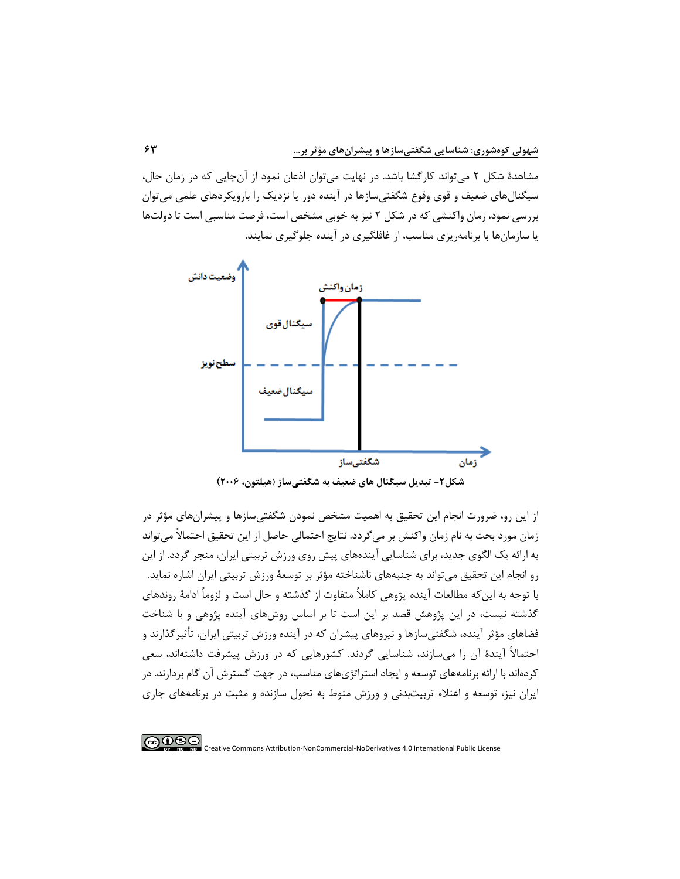مشاهدهٔ شکل ۲ می‌تواند کارگشا باشد. در نهایت می‌توان اذعان نمود از آن‌جایی که در زمان حال، سیگنال‌های ضعیف و قوی وقوع شگفتی‌سازها در آینده دور یا نزدیک را با رویکردهای علمی می‌توان بررسی نمود، زمان واکنشی که در شکل ۲ نیز به خوبی مشخص است، فرصت مناسبی است تا دولت‌ها یا سازمان‌ها با برنامه‌ریزی مناسب، از غافلگیری در آینده جلوگیری نمایند.

**شکل۲- تبدیل سیگنال های ضعیف به شگفتی‌ساز (هیلتون، ۲۰۰۶)**

از این رو، ضرورت انجام این تحقیق به اهمیت مشخص نمودن شگفتی‌سازها و پیشران‌های مؤثر در زمان مورد بحث به نام زمان واکنش بر می‌گردد. نتایج احتمالی حاصل از این تحقیق احتمالاً می‌تواند به ارائه یک الگوی جدید، برای شناسایی آینده‌های پیش روی ورزش تربیتی ایران، منجر گردد. از این رو انجام این تحقیق می‌تواند به جنبه‌های ناشناخته مؤثر بر توسعهٔ ورزش تربیتی ایران اشاره نماید.

با توجه به این‌که مطالعات آینده پژوهی کاملاً متفاوت از گذشته و حال است و لزوماً ادامهٔ روندهای گذشته نیست، در این پژوهش قصد بر این است تا بر اساس روش‌های آینده پژوهی و با شناخت فضاهای مؤثر آینده، شگفتی‌سازها و نیروهای پیشران که در آینده ورزش تربیتی ایران، تأثیرگذارند و احتمالاً آیندهٔ آن را می‌سازند، شناسایی گردند. کشورهایی که در ورزش پیشرفت داشته‌اند، سعی کرده‌اند با ارائه برنامه‌های توسعه و ایجاد استراتژی‌های مناسب، در جهت گسترش آن گام بردارند. در ایران نیز، توسعه و اعتلاء تربیت‌بدنی و ورزش منوط به تحول سازنده و مثبت در برنامه‌های جاری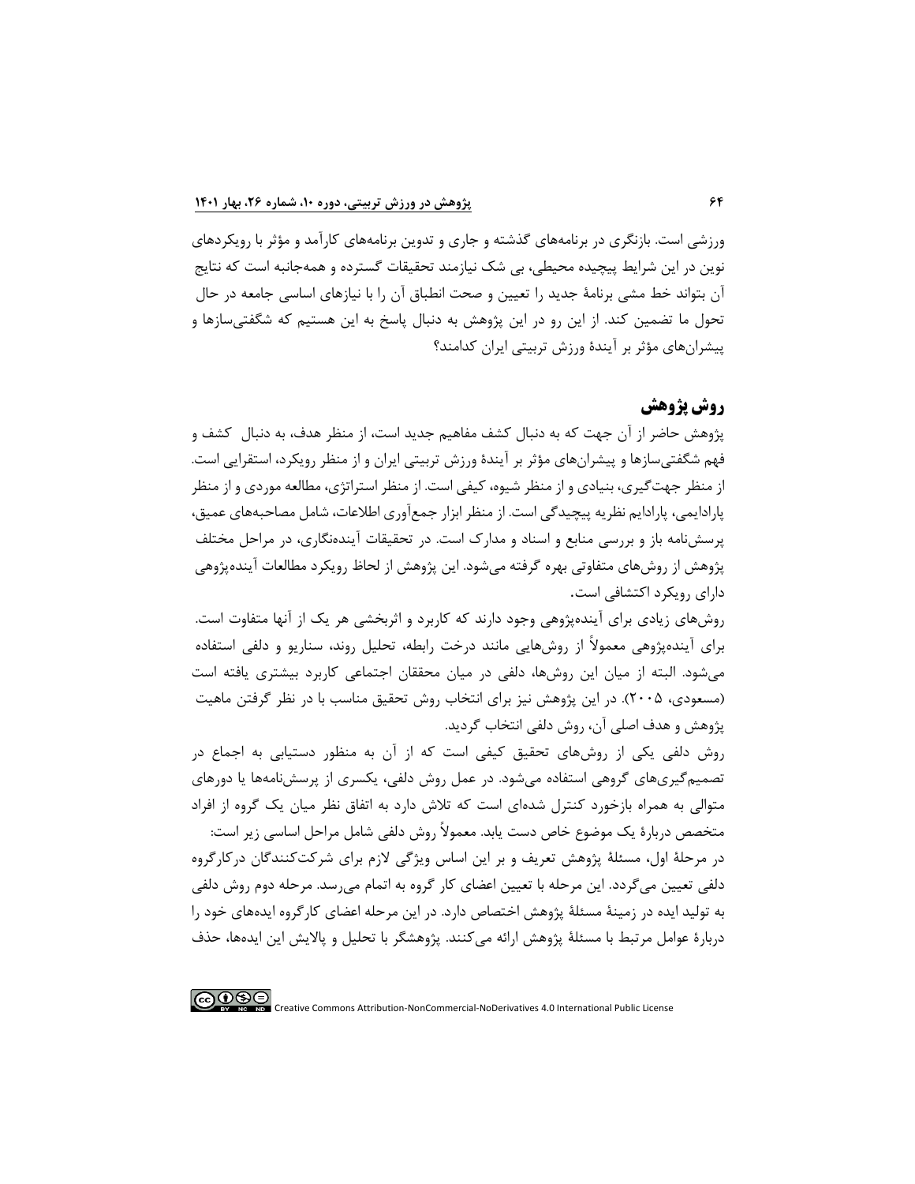ورزشی است. بازنگری در برنامه‌های گذشته و جاری و تدوین برنامه‌های کارآمد و مؤثر با رویکردهای نوین در این شرایط پیچیده محیطی، بی شک نیازمند تحقیقات گسترده و همه‌جانبه است که نتایج آن بتواند خط مشی برنامهٔ جدید را تعیین و صحت انطباق آن را با نیازهای اساسی جامعه در حال تحول ما تضمین کند. از این رو در این پژوهش به دنبال پاسخ به این هستیم که شگفتی‌سازها و پیشران‌های مؤثر بر آیندهٔ ورزش تربیتی ایران کدامند؟

## روش پژوهش

پژوهش حاضر از آن جهت که به دنبال کشف مفاهیم جدید است، از منظر هدف، به دنبال کشف و فهم شگفتی‌سازها و پیشران‌های مؤثر بر آیندهٔ ورزش تربیتی ایران و از منظر رویکرد، استقرایی است. از منظر جهت‌گیری، بنیادی و از منظر شیوه، کیفی است. از منظر استراتژی، مطالعه موردی و از منظر پارادایمی، پارادایم نظریه پیچیدگی است. از منظر ابزار جمع‌آوری اطلاعات، شامل مصاحبه‌های عمیق، پرسش‌نامه باز و بررسی منابع و اسناد و مدارک است. در تحقیقات آینده‌نگاری، در مراحل مختلف پژوهش از روش‌های متفاوتی بهره گرفته می‌شود. این پژوهش از لحاظ رویکرد مطالعات آینده‌پژوهی دارای رویکرد اکتشافی است.

روش‌های زیادی برای آینده‌پژوهی وجود دارند که کاربرد و اثربخشی هر یک از آنها متفاوت است. برای آینده‌پژوهی معمولاً از روش‌هایی مانند درخت رابطه، تحلیل روند، سناریو و دلفی استفاده می‌شود. البته از میان این روش‌ها، دلفی در میان محققان اجتماعی کاربرد بیشتری یافته است (مسعودی، ۲۰۰۵). در این پژوهش نیز برای انتخاب روش تحقیق مناسب با در نظر گرفتن ماهیت پژوهش و هدف اصلی آن، روش دلفی انتخاب گردید.

روش دلفی یکی از روش‌های تحقیق کیفی است که از آن به منظور دستیابی به اجماع در تصمیم‌گیری‌های گروهی استفاده می‌شود. در عمل روش دلفی، یکسری از پرسش‌نامه‌ها یا دوره‌های متوالی به همراه بازخورد کنترل شده‌ای است که تلاش دارد به اتفاق نظر میان یک گروه از افراد متخصص دربارهٔ یک موضوع خاص دست یابد. معمولاً روش دلفی شامل مراحل اساسی زیر است:

در مرحلهٔ اول، مسئلهٔ پژوهش تعریف و بر این اساس ویژگی لازم برای شرکت‌کنندگان درکارگروه دلفی تعیین می‌گردد. این مرحله با تعیین اعضای کار گروه به اتمام می‌رسد. مرحله دوم روش دلفی به تولید ایده در زمینهٔ مسئلهٔ پژوهش اختصاص دارد. در این مرحله اعضای کارگروه ایده‌های خود را دربارهٔ عوامل مرتبط با مسئلهٔ پژوهش ارائه می‌کنند. پژوهشگر با تحلیل و پالایش این ایده‌ها، حذف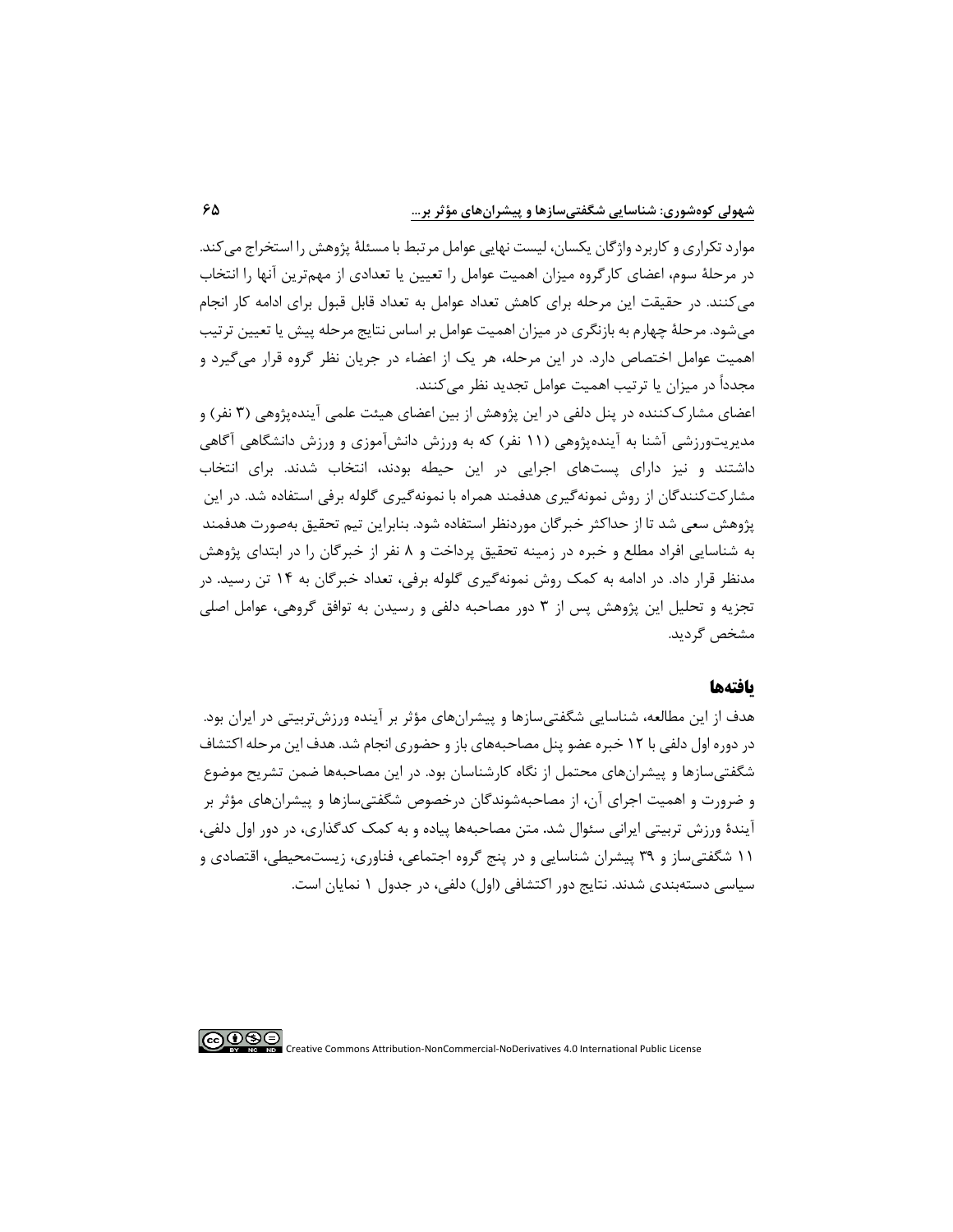موارد تکراری و کاربرد واژگان یکسان، لیست نهایی عوامل مرتبط با مسئلهٔ پژوهش را استخراج می‌کند. در مرحلهٔ سوم، اعضای کارگروه میزان اهمیت عوامل را تعیین یا تعدادی از مهم‌ترین آنها را انتخاب می‌کنند. در حقیقت این مرحله برای کاهش تعداد عوامل به تعداد قابل قبول برای ادامه کار انجام می‌شود. مرحلهٔ چهارم به بازنگری در میزان اهمیت عوامل بر اساس نتایج مرحله پیش یا تعیین ترتیب اهمیت عوامل اختصاص دارد. در این مرحله، هر یک از اعضاء در جریان نظر گروه قرار می‌گیرد و مجدداً در میزان یا ترتیب اهمیت عوامل تجدید نظر می‌کنند.

اعضای مشارک‌کننده در پنل دلفی در این پژوهش از بین اعضای هیئت علمی آینده‌پژوهی (۳ نفر) و مدیریت‌ورزشی آشنا به آینده‌پژوهی (۱۱ نفر) که به ورزش دانش‌آموزی و ورزش دانشگاهی آگاهی داشتند و نیز دارای پست‌های اجرایی در این حیطه بودند، انتخاب شدند. برای انتخاب مشارکت‌کنندگان از روش نمونه‌گیری هدفمند همراه با نمونه‌گیری گلوله برفی استفاده شد. در این پژوهش سعی شد تا از حداکثر خبرگان موردنظر استفاده شود. بنابراین تیم تحقیق به‌صورت هدفمند به شناسایی افراد مطلع و خبره در زمینه تحقیق پرداخت و ۸ نفر از خبرگان را در ابتدای پژوهش مدنظر قرار داد. در ادامه به کمک روش نمونه‌گیری گلوله برفی، تعداد خبرگان به ۱۴ تن رسید. در تجزیه و تحلیل این پژوهش پس از ۳ دور مصاحبه دلفی و رسیدن به توافق گروهی، عوامل اصلی مشخص گردید.

## یافته‌ها

هدف از این مطالعه، شناسایی شگفتی‌سازها و پیشران‌های مؤثر بر آینده ورزش‌تربیتی در ایران بود. در دوره اول دلفی با ۱۲ خبره عضو پنل مصاحبه‌های باز و حضوری انجام شد. هدف این مرحله اکتشاف شگفتی‌سازها و پیشران‌های محتمل از نگاه کارشناسان بود. در این مصاحبه‌ها ضمن تشریح موضوع و ضرورت و اهمیت اجرای آن، از مصاحبه‌شوندگان درخصوص شگفتی‌سازها و پیشران‌های مؤثر بر آیندهٔ ورزش تربیتی ایرانی سئوال شد. متن مصاحبه‌ها پیاده و به کمک کدگذاری، در دور اول دلفی، ۱۱ شگفتی‌ساز و ۳۹ پیشران شناسایی و در پنج گروه اجتماعی، فناوری، زیست‌محیطی، اقتصادی و سیاسی دسته‌بندی شدند. نتایج دور اکتشافی (اول) دلفی، در جدول ۱ نمایان است.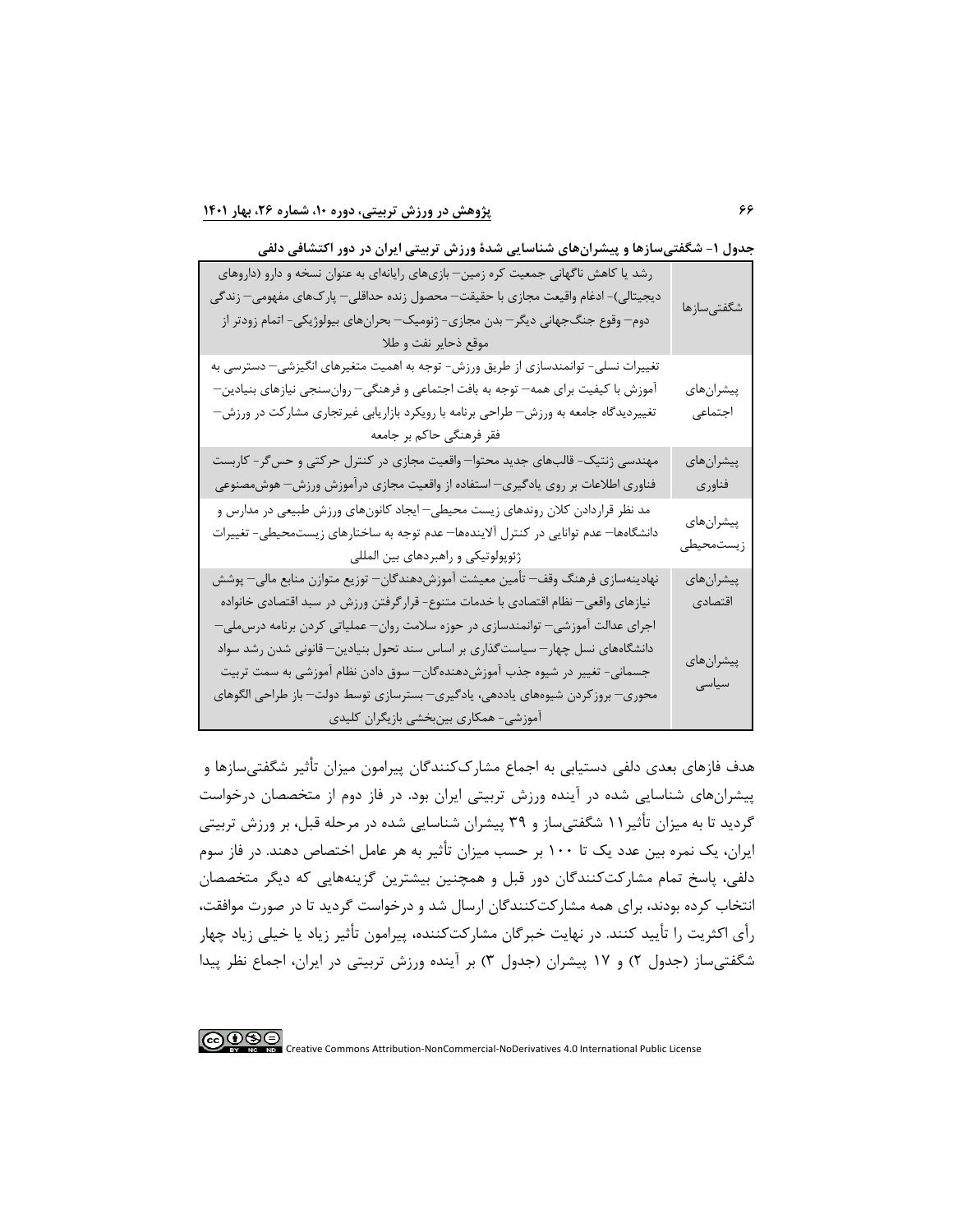جدول ۱- شگفتی‌سازها و پیشران‌های شناسایی شدهٔ ورزش تربیتی ایران در دور اکتشافی دلفی

| | |
|---|---|
| شگفتی‌سازها | رشد یا کاهش ناگهانی جمعیت کره زمین– بازی‌های رایانه‌ای به عنوان نسخه و دارو (داروهای دیجیتالی)- ادغام واقعیت مجازی با حقیقت– محصول زنده حداقلی– پارک‌های مفهومی– زندگی دوم– وقوع جنگ‌جهانی دیگر– بدن مجازی- ژنومیک– بحران‌های بیولوژیکی- اتمام زودتر از موقع ذخایر نفت و طلا |
| پیشران‌های اجتماعی | تغییرات نسلی- توانمندسازی از طریق ورزش- توجه به اهمیت متغیرهای انگیزشی– دسترسی به آموزش با کیفیت برای همه– توجه به بافت اجتماعی و فرهنگی– روان‌سنجی نیازهای بنیادین– تغییردیدگاه جامعه به ورزش– طراحی برنامه با رویکرد بازاریابی غیرتجاری مشارکت در ورزش– فقر فرهنگی حاکم بر جامعه |
| پیشران‌های فناوری | مهندسی ژنتیک- قالب‌های جدید محتوا– واقعیت مجازی در کنترل حرکتی و حس‌گر- کاربست فناوری اطلاعات بر روی یادگیری– استفاده از واقعیت مجازی درآموزش ورزش– هوش‌مصنوعی |
| پیشران‌های زیست‌محیطی | مد نظر قراردادن کلان روندهای زیست محیطی– ایجاد کانون‌های ورزش طبیعی در مدارس و دانشگاه‌ها– عدم توانایی در کنترل آلاینده‌ها– عدم توجه به ساختارهای زیست‌محیطی- تغییرات ژئوپولوتیکی و راهبردهای بین المللی |
| پیشران‌های اقتصادی | نهادینه‌سازی فرهنگ وقف– تأمین معیشت آموزش‌دهندگان– توزیع متوازن منابع مالی– پوشش نیازهای واقعی– نظام اقتصادی با خدمات متنوع- قرارگرفتن ورزش در سبد اقتصادی خانواده |
| پیشران‌های سیاسی | اجرای عدالت آموزشی– توانمندسازی در حوزه سلامت روان– عملیاتی کردن برنامه درس‌ملی– دانشگاه‌های نسل چهار– سیاست‌گذاری بر اساس سند تحول بنیادین– قانونی شدن رشد سواد جسمانی- تغییر در شیوه جذب آموزش‌دهنده‌گان– سوق دادن نظام آموزشی به سمت تربیت محوری– بروزکردن شیوه‌های یاددهی، یادگیری– بسترسازی توسط دولت– باز طراحی الگوهای آموزشی- همکاری بین‌بخشی بازیگران کلیدی |

هدف فازهای بعدی دلفی دستیابی به اجماع مشارک‌کنندگان پیرامون میزان تأثیر شگفتی‌سازها و پیشران‌های شناسایی شده در آینده ورزش تربیتی ایران بود. در فاز دوم از متخصصان درخواست گردید تا به میزان تأثیر۱۱ شگفتی‌ساز و ۳۹ پیشران شناسایی شده در مرحله قبل، بر ورزش تربیتی ایران، یک نمره بین عدد یک تا ۱۰۰ بر حسب میزان تأثیر به هر عامل اختصاص دهند. در فاز سوم دلفی، پاسخ تمام مشارکت‌کنندگان دور قبل و همچنین بیشترین گزینه‌هایی که دیگر متخصصان انتخاب کرده بودند، برای همه مشارکت‌کنندگان ارسال شد و درخواست گردید تا در صورت موافقت، رأی اکثریت را تأیید کنند. در نهایت خبرگان مشارکت‌کننده، پیرامون تأثیر زیاد یا خیلی زیاد چهار شگفتی‌ساز (جدول ۲) و ۱۷ پیشران (جدول ۳) بر آینده ورزش تربیتی در ایران، اجماع نظر پیدا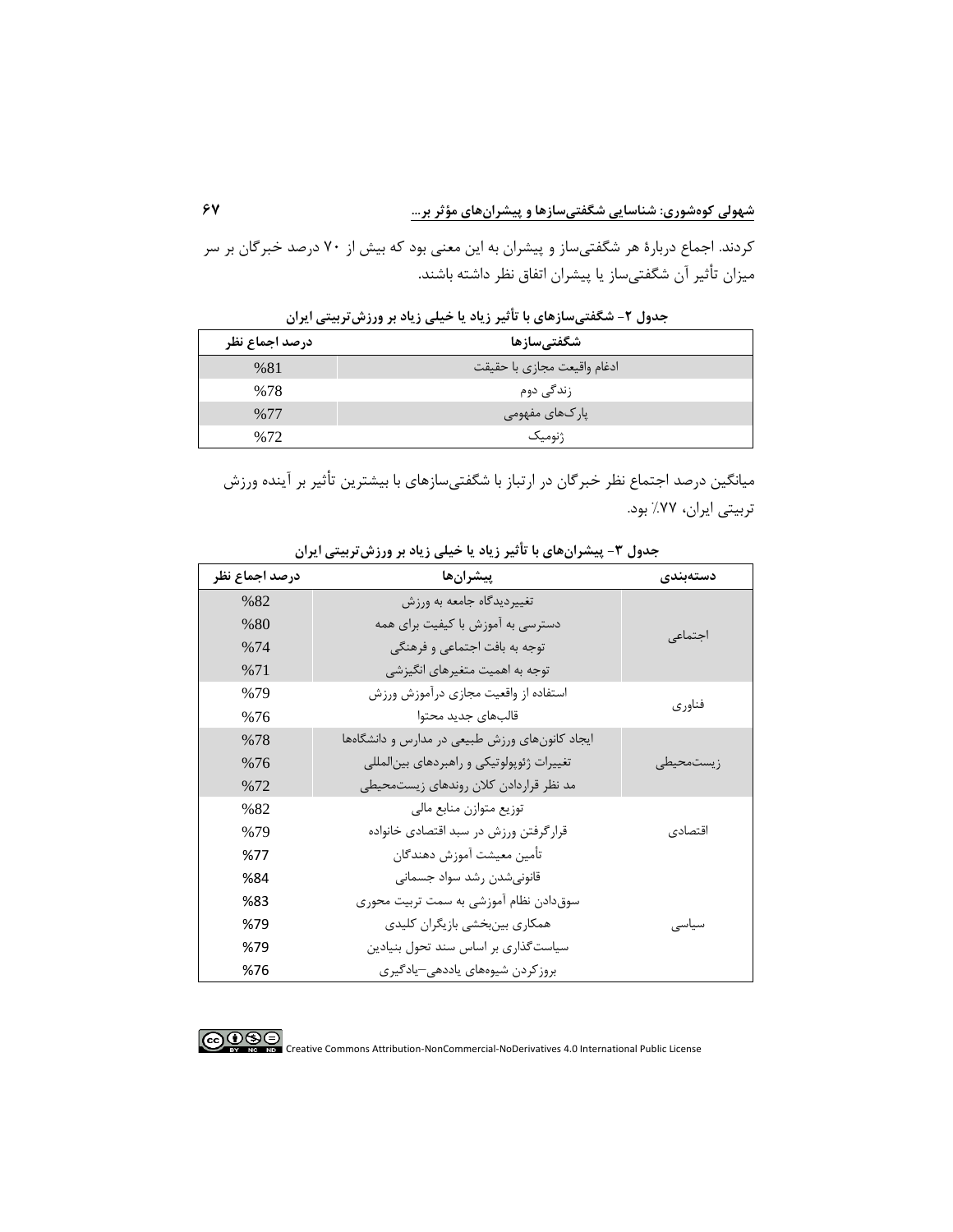کردند. اجماع دربارهٔ هر شگفتی‌ساز و پیشران به این معنی بود که بیش از ۷۰ درصد خبرگان بر سر میزان تأثیر آن شگفتی‌ساز یا پیشران اتفاق نظر داشته باشند.

**جدول ۲- شگفتی‌سازهای با تأثیر زیاد یا خیلی زیاد بر ورزش‌تربیتی ایران**

| شگفتی‌سازها | درصد اجماع نظر |
|---|---|
| ادغام واقیعت مجازی با حقیقت | %81 |
| زندگی دوم | %78 |
| پارک‌های مفهومی | %77 |
| ژنومیک | %72 |

میانگین درصد اجماع نظر خبرگان در ارتباز با شگفتی‌سازهای با بیشترین تأثیر بر آینده ورزش تربیتی ایران، ۷۷٪ بود.

**جدول ۳- پیشران‌های با تأثیر زیاد یا خیلی زیاد بر ورزش‌تربیتی ایران**

| دسته‌بندی | پیشران‌ها | درصد اجماع نظر |
|---|---|---|
| اجتماعی | تغییردیدگاه جامعه به ورزش | %82 |
| | دسترسی به آموزش با کیفیت برای همه | %80 |
| | توجه به بافت اجتماعی و فرهنگی | %74 |
| | توجه به اهمیت متغیرهای انگیزشی | %71 |
| فناوری | استفاده از واقعیت مجازی درآموزش ورزش | %79 |
| | قالب‌های جدید محتوا | %76 |
| زیست‌محیطی | ایجاد کانون‌های ورزش طبیعی در مدارس و دانشگاه‌ها | %78 |
| | تغییرات ژئوپولوتیکی و راهبردهای بین‌المللی | %76 |
| | مد نظر قراردادن کلان روندهای زیست‌محیطی | %72 |
| اقتصادی | توزیع متوازن منابع مالی | %82 |
| | قرارگرفتن ورزش در سبد اقتصادی خانواده | %79 |
| | تأمین معیشت آموزش دهندگان | %77 |
| سیاسی | قانونی‌شدن رشد سواد جسمانی | %84 |
| | سوق‌دادن نظام آموزشی به سمت تربیت محوری | %83 |
| | همکاری بین‌بخشی بازیگران کلیدی | %79 |
| | سیاست‌گذاری بر اساس سند تحول بنیادین | %79 |
| | بروزکردن شیوه‌های یاددهی–یادگیری | %76 |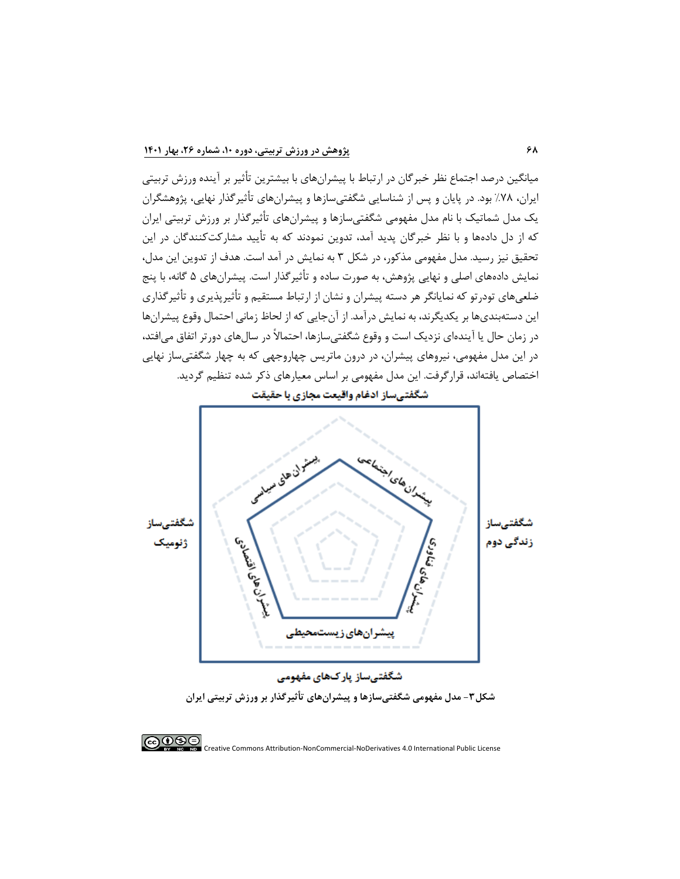میانگین درصد اجتماع نظر خبرگان در ارتباط با پیشران‌های با بیشترین تأثیر بر آینده ورزش تربیتی ایران، ۷۸٪ بود. در پایان و پس از شناسایی شگفتی‌سازها و پیشران‌های تأثیرگذار نهایی، پژوهشگران یک مدل شماتیک با نام مدل مفهومی شگفتی‌سازها و پیشران‌های تأثیرگذار بر ورزش تربیتی ایران که از دل داده‌ها و با نظر خبرگان پدید آمد، تدوین نمودند که به تأیید مشارکت‌کنندگان در این تحقیق نیز رسید. مدل مفهومی مذکور، در شکل ۳ به نمایش در آمد است. هدف از تدوین این مدل، نمایش داده‌های اصلی و نهایی پژوهش، به صورت ساده و تأثیرگذار است. پیشران‌های ۵ گانه، با پنج ضلعی‌های تودرتو که نمایانگر هر دسته پیشران و نشان از ارتباط مستقیم و تأثیرپذیری و تأثیرگذاری این دسته‌بندی‌ها بر یکدیگرند، به نمایش درآمد. از آن‌جایی که از لحاظ زمانی احتمال وقوع پیشران‌ها در زمان حال یا آینده‌ای نزدیک است و وقوع شگفتی‌سازها، احتمالاً در سال‌های دورتر اتفاق می‌افتد، در این مدل مفهومی، نیروهای پیشران، در درون ماتریس چهاروجهی که به چهار شگفتی‌ساز نهایی اختصاص یافته‌اند، قرارگرفت. این مدل مفهومی بر اساس معیارهای ذکر شده تنظیم گردید.

شگفتی‌ساز ادغام واقیعت مجازی با حقیقت

شگفتی‌ساز ژنومیک

پیشران‌های سیاسی

پیشران‌های اجتماعی

پیشران‌های اقتصادی

پیشران‌های فناوری

پیشران‌های زیست‌محیطی

شگفتی‌ساز زندگی دوم

شگفتی‌ساز پارک‌های مفهومی

**شکل۳- مدل مفهومی شگفتی‌سازها و پیشران‌های تأثیرگذار بر ورزش تربیتی ایران**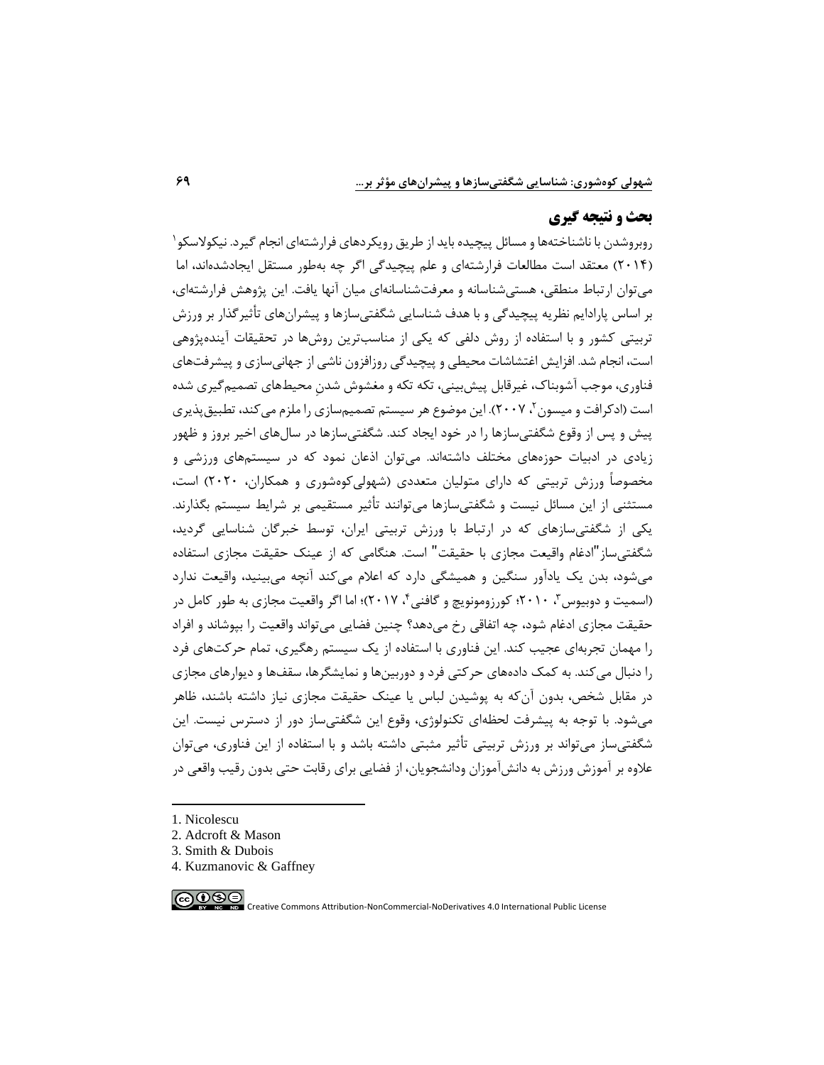## بحث و نتیجه گیری

روبروشدن با ناشناخته‌ها و مسائل پیچیده باید از طریق رویکردهای فرارشته‌ای انجام گیرد. نیکولاسکو[1] (۲۰۱۴) معتقد است مطالعات فرارشته‌ای و علم پیچیدگی اگر چه به‌طور مستقل ایجادشده‌اند، اما می‌توان ارتباط منطقی، هستی‌شناسانه و معرفت‌شناسانه‌ای میان آنها یافت. این پژوهش فرارشته‌ای، بر اساس پارادایم نظریه پیچیدگی و با هدف شناسایی شگفتی‌سازها و پیشران‌های تأثیرگذار بر ورزش تربیتی کشور و با استفاده از روش دلفی که یکی از مناسب‌ترین روش‌ها در تحقیقات آینده‌پژوهی است، انجام شد. افزایش اغتشاشات محیطی و پیچیدگی روزافزون ناشی از جهانی‌سازی و پیشرفت‌های فناوری، موجب آشوبناک، غیرقابل پیش‌بینی، تکه تکه و مغشوش شدنِ محیط‌های تصمیم‌گیری شده است (ادکرافت و میسون[2]، ۲۰۰۷). این موضوع هر سیستم تصمیم‌سازی را ملزم می‌کند، تطبیق‌پذیری پیش و پس از وقوع شگفتی‌سازها را در خود ایجاد کند. شگفتی‌سازها در سال‌های اخیر بروز و ظهور زیادی در ادبیات حوزه‌های مختلف داشته‌اند. می‌توان اذعان نمود که در سیستم‌های ورزشی و مخصوصاً ورزش تربیتی که دارای متولیان متعددی (شهولی‌کوه‌شوری و همکاران، ۲۰۲۰) است، مستثنی از این مسائل نیست و شگفتی‌سازها می‌توانند تأثیر مستقیمی بر شرایط سیستم بگذارند. یکی از شگفتی‌سازهای که در ارتباط با ورزش تربیتی ایران، توسط خبرگان شناسایی گردید، شگفتی‌ساز"ادغام واقیعت مجازی با حقیقت" است. هنگامی که از عینک حقیقت مجازی استفاده می‌شود، بدن یک یادآور سنگین و همیشگی دارد که اعلام می‌کند آنچه می‌بینید، واقیعت ندارد (اسمیت و دوبیوس[3]، ۲۰۱۰؛ کورزومونویچ و گافنی[4]، ۲۰۱۷)؛ اما اگر واقیعت مجازی به طور کامل در حقیقت مجازی ادغام شود، چه اتفاقی رخ می‌دهد؟ چنین فضایی می‌تواند واقعیت را بپوشاند و افراد را مهمان تجربه‌ای عجیب کند. این فناوری با استفاده از یک سیستم رهگیری، تمام حرکت‌های فرد را دنبال می‌کند. به کمک داده‌های حرکتی فرد و دوربین‌ها و نمایشگرها، سقف‌ها و دیوارهای مجازی در مقابل شخص، بدون آن‌که به پوشیدن لباس یا عینک حقیقت مجازی نیاز داشته باشند، ظاهر می‌شود. با توجه به پیشرفت لحظه‌ای تکنولوژی، وقوع این شگفتی‌ساز دور از دسترس نیست. این شگفتی‌ساز می‌تواند بر ورزش تربیتی تأثیر مثبتی داشته باشد و با استفاده از این فناوری، می‌توان علاوه بر آموزش ورزش به دانش‌آموزان ودانشجویان، از فضایی برای رقابت حتی بدون رقیب واقعی در

---

1. Nicolescu
2. Adcroft & Mason
3. Smith & Dubois
4. Kuzmanovic & Gaffney

Creative Commons Attribution-NonCommercial-NoDerivatives 4.0 International Public License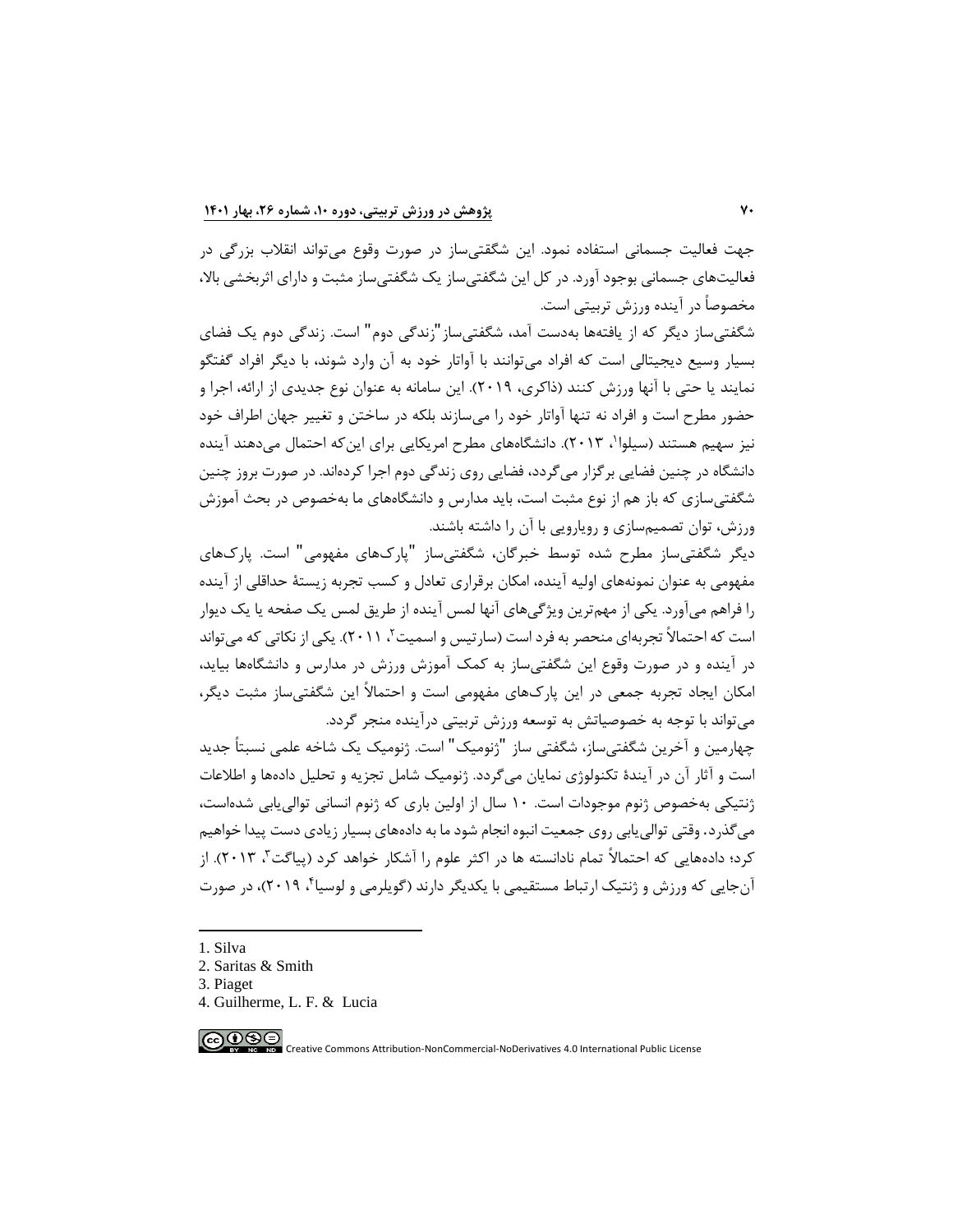جهت فعالیت جسمانی استفاده نمود. این شگفتی‌ساز در صورت وقوع می‌تواند انقلاب بزرگی در فعالیت‌های جسمانی بوجود آورد. در کل این شگفتی‌ساز یک شگفتی‌ساز مثبت و دارای اثربخشی بالا، مخصوصاً در آینده ورزش تربیتی است.

شگفتی‌ساز دیگر که از یافته‌ها به‌دست آمد، شگفتی‌ساز "زندگی دوم" است. زندگی دوم یک فضای بسیار وسیع دیجیتالی است که افراد می‌توانند با آواتار خود به آن وارد شوند، با دیگر افراد گفتگو نمایند یا حتی با آنها ورزش کنند (ذاکری، ۲۰۱۹). این سامانه به عنوان نوع جدیدی از ارائه، اجرا و حضور مطرح است و افراد نه تنها آواتار خود را می‌سازند بلکه در ساختن و تغییر جهان اطراف خود نیز سهیم هستند (سیلوا[1]، ۲۰۱۳). دانشگاه‌های مطرح امریکایی برای این‌که احتمال می‌دهند آینده دانشگاه در چنین فضایی برگزار می‌گردد، فضایی روی زندگی دوم اجرا کرده‌اند. در صورت بروز چنین شگفتی‌سازی که باز هم از نوع مثبت است، باید مدارس و دانشگاه‌های ما به‌خصوص در بحث آموزش ورزش، توان تصمیم‌سازی و رویارویی با آن را داشته باشند.

دیگر شگفتی‌ساز مطرح شده توسط خبرگان، شگفتی‌ساز "پارک‌های مفهومی" است. پارک‌های مفهومی به عنوان نمونه‌های اولیه آینده، امکان برقراری تعادل و کسب تجربه زیستهٔ حداقلی از آینده را فراهم می‌آورد. یکی از مهم‌ترین ویژگی‌های آنها لمس آینده از طریق لمس یک صفحه یا یک دیوار است که احتمالاً تجربه‌ای منحصر به فرد است (سارتیس و اسمیت[2]، ۲۰۱۱). یکی از نکاتی که می‌تواند در آینده و در صورت وقوع این شگفتی‌ساز به کمک آموزش ورزش در مدارس و دانشگاه‌ها بیاید، امکان ایجاد تجربه جمعی در این پارک‌های مفهومی است و احتمالاً این شگفتی‌ساز مثبت دیگر، می‌تواند با توجه به خصوصیاتش به توسعه ورزش تربیتی درآینده منجر گردد.

چهارمین و آخرین شگفتی‌ساز، شگفتی ساز "ژنومیک" است. ژنومیک یک شاخه علمی نسبتاً جدید است و آثار آن در آیندهٔ تکنولوژی نمایان می‌گردد. ژنومیک شامل تجزیه و تحلیل داده‌ها و اطلاعات ژنتیکی به‌خصوص ژنوم موجودات است. ۱۰ سال از اولین باری که ژنوم انسانی توالی‌یابی شده‌است، می‌گذرد. وقتی توالی‌یابی روی جمعیت انبوه انجام شود ما به داده‌های بسیار زیادی دست پیدا خواهیم کرد؛ داده‌هایی که احتمالاً تمام نادانسته ها در اکثر علوم را آشکار خواهد کرد (پیاگت[3]، ۲۰۱۳). از آن‌جایی که ورزش و ژنتیک ارتباط مستقیمی با یکدیگر دارند (گویلرمی و لوسیا[4]، ۲۰۱۹)، در صورت

---

1. Silva
2. Saritas & Smith
3. Piaget
4. Guilherme, L. F. & Lucia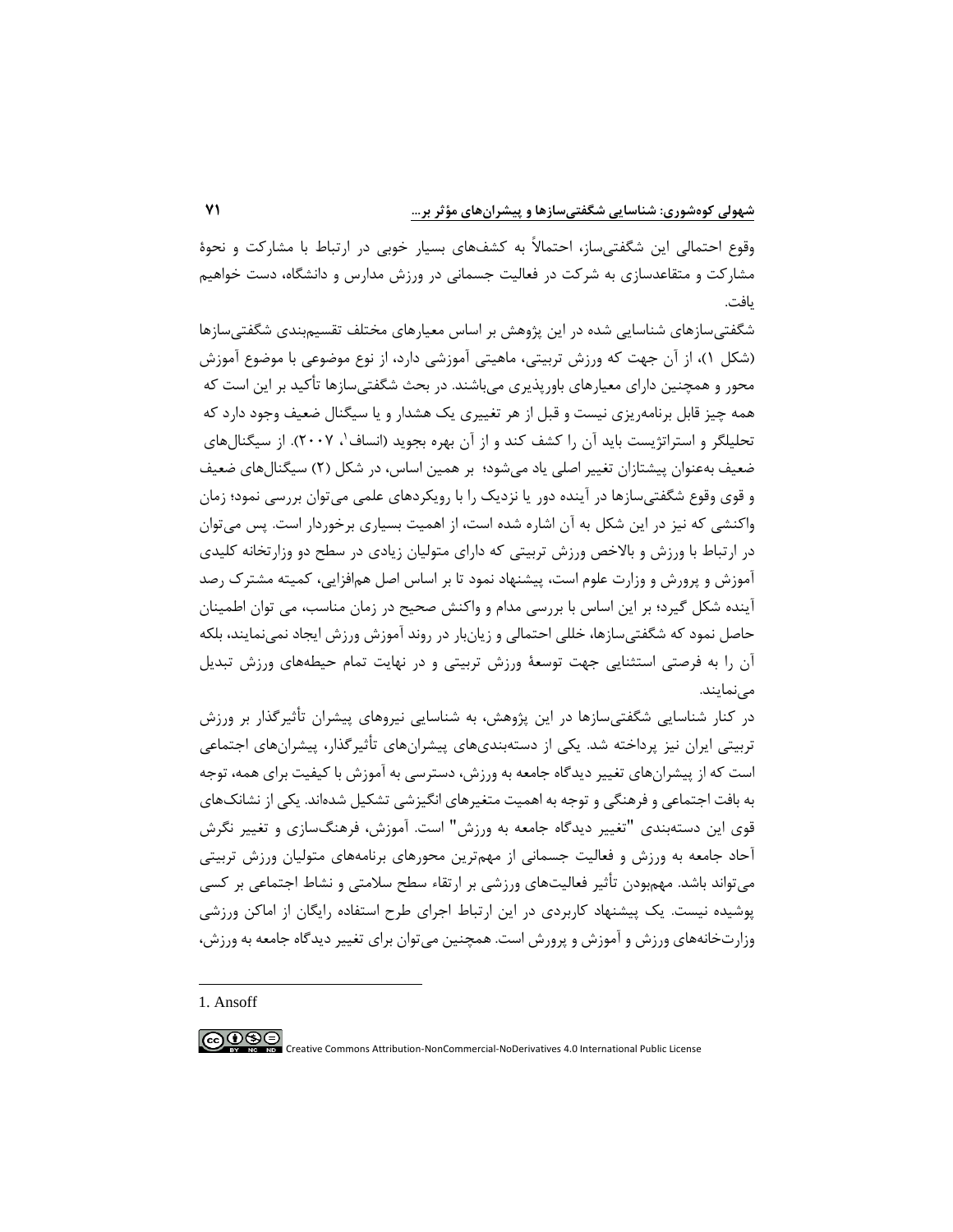وقوع احتمالی این شگفتی‌ساز، احتمالاً به کشف‌های بسیار خوبی در ارتباط با مشارکت و نحوهٔ مشارکت و متقاعدسازی به شرکت در فعالیت جسمانی در ورزش مدارس و دانشگاه، دست خواهیم یافت.

شگفتی‌سازهای شناسایی شده در این پژوهش بر اساس معیارهای مختلف تقسیم‌بندی شگفتی‌سازها (شکل ۱)، از آن جهت که ورزش تربیتی، ماهیتی آموزشی دارد، از نوع موضوعی با موضوع آموزش محور و همچنین دارای معیارهای باورپذیری می‌باشند. در بحث شگفتی‌سازها تأکید بر این است که همه چیز قابل برنامه‌ریزی نیست و قبل از هر تغییری یک هشدار و یا سیگنال ضعیف وجود دارد که تحلیلگر و استراتژیست باید آن را کشف کند و از آن بهره بجوید (انساف[1]، ۲۰۰۷). از سیگنال‌های ضعیف به‌عنوان پیشتازان تغییر اصلی یاد می‌شود؛ بر همین اساس، در شکل (۲) سیگنال‌های ضعیف و قوی وقوع شگفتی‌سازها در آینده دور یا نزدیک را با رویکردهای علمی می‌توان بررسی نمود؛ زمان واکنشی که نیز در این شکل به آن اشاره شده است، از اهمیت بسیاری برخوردار است. پس می‌توان در ارتباط با ورزش و بالاخص ورزش تربیتی که دارای متولیان زیادی در سطح دو وزارتخانه کلیدی آموزش و پرورش و وزارت علوم است، پیشنهاد نمود تا بر اساس اصل هم‌افزایی، کمیته مشترک رصد آینده شکل گیرد؛ بر این اساس با بررسی مدام و واکنش صحیح در زمان مناسب، می توان اطمینان حاصل نمود که شگفتی‌سازها، خللی احتمالی و زیان‌بار در روند آموزش ورزش ایجاد نمی‌نمایند، بلکه آن را به فرصتی استثنایی جهت توسعهٔ ورزش تربیتی و در نهایت تمام حیطه‌های ورزش تبدیل می‌نمایند.

در کنار شناسایی شگفتی‌سازها در این پژوهش، به شناسایی نیروهای پیشران تأثیرگذار بر ورزش تربیتی ایران نیز پرداخته شد. یکی از دسته‌بندی‌های پیشران‌های تأثیرگذار، پیشران‌های اجتماعی است که از پیشران‌های تغییر دیدگاه جامعه به ورزش، دسترسی به آموزش با کیفیت برای همه، توجه به بافت اجتماعی و فرهنگی و توجه به اهمیت متغیرهای انگیزشی تشکیل شده‌اند. یکی از نشانک‌های قوی این دسته‌بندی "تغییر دیدگاه جامعه به ورزش" است. آموزش، فرهنگ‌سازی و تغییر نگرش آحاد جامعه به ورزش و فعالیت جسمانی از مهم‌ترین محورهای برنامه‌های متولیان ورزش تربیتی می‌تواند باشد. مهم‌بودن تأثیر فعالیت‌های ورزشی بر ارتقاء سطح سلامتی و نشاط اجتماعی بر کسی پوشیده نیست. یک پیشنهاد کاربردی در این ارتباط اجرای طرح استفاده رایگان از اماکن ورزشی وزارت‌خانه‌های ورزش و آموزش و پرورش است. همچنین می‌توان برای تغییر دیدگاه جامعه به ورزش،

---

1. Ansoff

Creative Commons Attribution-NonCommercial-NoDerivatives 4.0 International Public License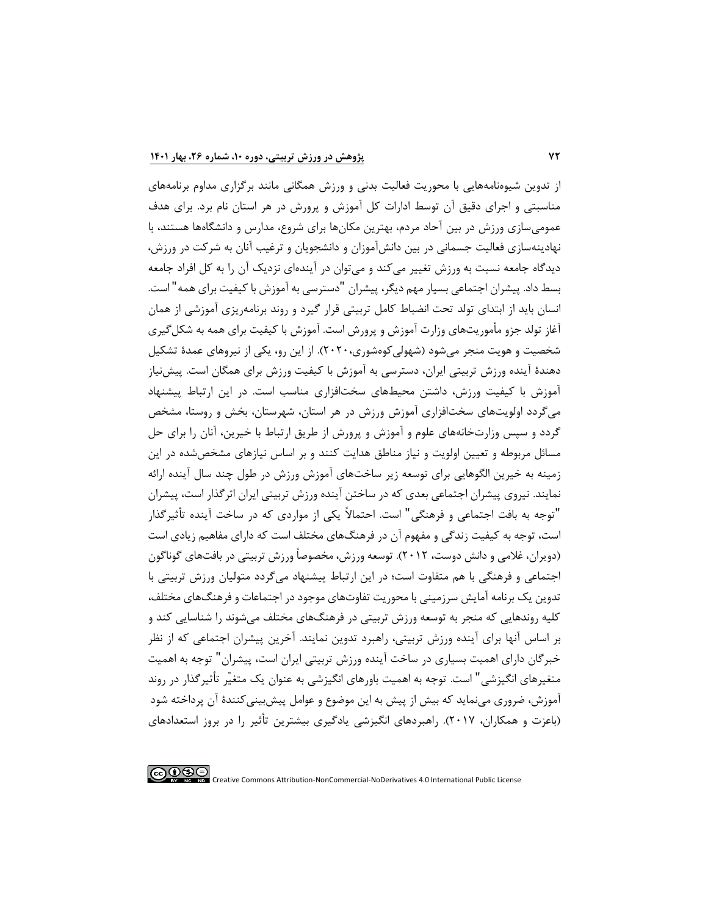از تدوین شیوه‌نامه‌هایی با محوریت فعالیت بدنی و ورزش همگانی مانند برگزاری مداوم برنامه‌های مناسبتی و اجرای دقیق آن توسط ادارات کل آموزش و پرورش در هر استان نام برد. برای هدف عمومی‌سازی ورزش در بین آحاد مردم، بهترین مکان‌ها برای شروع، مدارس و دانشگاه‌ها هستند، با نهادینه‌سازی فعالیت جسمانی در بین دانش‌آموزان و دانشجویان و ترغیب آنان به شرکت در ورزش، دیدگاه جامعه نسبت به ورزش تغییر می‌کند و می‌توان در آینده‌ای نزدیک آن را به کل افراد جامعه بسط داد. پیشران اجتماعی بسیار مهم دیگر، پیشران "دسترسی به آموزش با کیفیت برای همه" است. انسان باید از ابتدای تولد تحت انضباط کامل تربیتی قرار گیرد و روند برنامه‌ریزی آموزشی از همان آغاز تولد جزو مأموریت‌های وزارت آموزش و پرورش است. آموزش با کیفیت برای همه به شکل‌گیری شخصیت و هویت منجر می‌شود (شهولی‌کوه‌شوری،۲۰۲۰). از این رو، یکی از نیروهای عمدهٔ تشکیل دهندهٔ آینده ورزش تربیتی ایران، دسترسی به آموزش با کیفیت ورزش برای همگان است. پیش‌نیاز آموزش با کیفیت ورزش، داشتن محیط‌های سخت‌افزاری مناسب است. در این ارتباط پیشنهاد می‌گردد اولویت‌های سخت‌افزاری آموزش ورزش در هر استان، شهرستان، بخش و روستا، مشخص گردد و سپس وزارت‌خانه‌های علوم و آموزش و پرورش از طریق ارتباط با خیرین، آنان را برای حل مسائل مربوطه و تعیین اولویت و نیاز مناطق هدایت کنند و بر اساس نیازهای مشخص‌شده در این زمینه به خیرین الگوهایی برای توسعه زیر ساخت‌های آموزش ورزش در طول چند سال آینده ارائه نمایند. نیروی پیشران اجتماعی بعدی که در ساختن آینده ورزش تربیتی ایران اثرگذار است، پیشران "توجه به بافت اجتماعی و فرهنگی" است. احتمالاً یکی از مواردی که در ساخت آینده تأثیرگذار است، توجه به کیفیت زندگی و مفهوم آن در فرهنگ‌های مختلف است که دارای مفاهیم زیادی است (دویران، غلامی و دانش دوست، ۲۰۱۲). توسعه ورزش، مخصوصاً ورزش تربیتی در بافت‌های گوناگون اجتماعی و فرهنگی با هم متفاوت است؛ در این ارتباط پیشنهاد می‌گردد متولیان ورزش تربیتی با تدوین یک برنامه آمایش سرزمینی با محوریت تفاوت‌های موجود در اجتماعات و فرهنگ‌های مختلف، کلیه روندهایی که منجر به توسعه ورزش تربیتی در فرهنگ‌های مختلف می‌شوند را شناسایی کند و بر اساس آنها برای آینده ورزش تربیتی، راهبرد تدوین نمایند. آخرین پیشران اجتماعی که از نظر خبرگان دارای اهمیت بسیاری در ساخت آینده ورزش تربیتی ایران است، پیشران" توجه به اهمیت متغیرهای انگیزشی" است. توجه به اهمیت باورهای انگیزشی به عنوان یک متغیّر تأثیرگذار در روند آموزش، ضروری می‌نماید که بیش از پیش به این موضوع و عوامل پیش‌بینی‌کنندهٔ آن پرداخته شود (باعزت و همکاران، ۲۰۱۷). راهبردهای انگیزشی یادگیری بیشترین تأثیر را در بروز استعدادهای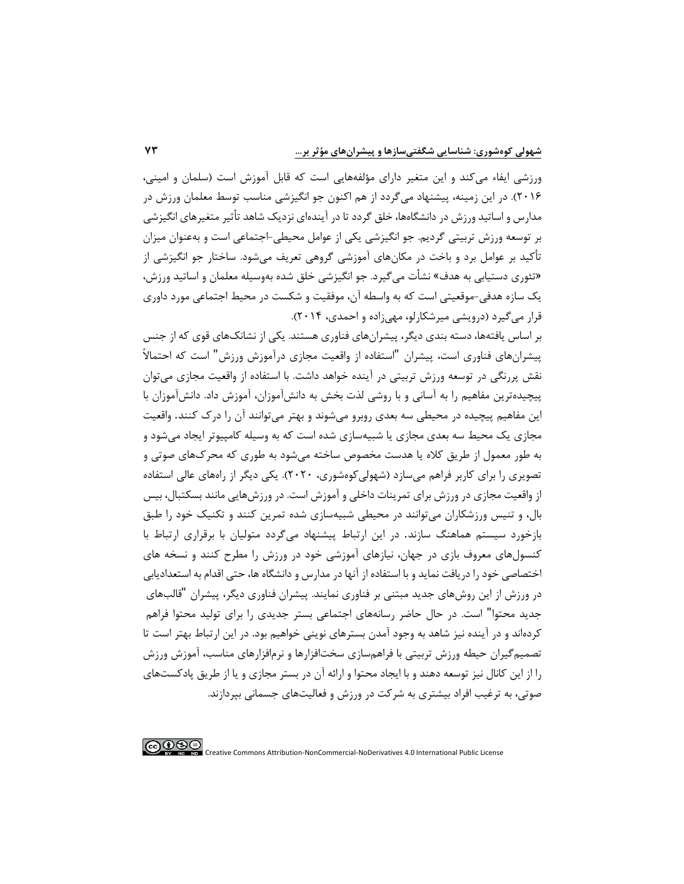ورزشی ایفاء می‌کند و این متغیر دارای مؤلفه‌هایی است که قابل آموزش است (سلمان و امینی، ۲۰۱۶). در این زمینه، پیشنهاد می‌گردد از هم اکنون جو انگیزشی مناسب توسط معلمان ورزش در مدارس و اساتید ورزش در دانشگاه‌ها، خلق گردد تا در آینده‌ای نزدیک شاهد تأثیر متغیرهای انگیزشی بر توسعه ورزش تربیتی گردیم. جو انگیزشی یکی از عوامل محیطی-اجتماعی است و به‌عنوان میزان تأکید بر عوامل برد و باخت در مکان‌های آموزشی گروهی تعریف می‌شود. ساختار جو انگیزشی از «تئوری دستیابی به هدف» نشأت می‌گیرد. جو انگیزشی خلق شده به‌وسیله معلمان و اساتید ورزش، یک سازه هدفی-موقعیتی است که به واسطه آن، موفقیت و شکست در محیط اجتماعی مورد داوری قرار می‌گیرد (درویشی میرشکارلو، مهی‌زاده و احمدی، ۲۰۱۴).

بر اساس یافته‌ها، دسته بندی دیگر، پیشران‌های فناوری هستند. یکی از نشانک‌های قوی که از جنس پیشران‌های فناوری است، پیشران "استفاده از واقعیت مجازی درآموزش ورزش" است که احتمالاً نقش پررنگی در توسعه ورزش تربیتی در آینده خواهد داشت. با استفاده از واقعیت مجازی می‌توان پیچیده‌ترین مفاهیم را به آسانی و با روشی لذت بخش به دانش‌آموزان، آموزش داد. دانش‌آموزان با این مفاهیم پیچیده در محیطی سه بعدی روبرو می‌شوند و بهتر می‌توانند آن را درک کنند. واقعیت مجازی یک محیط سه بعدی مجازی یا شبیه‌سازی شده است که به وسیله کامپیوتر ایجاد می‌شود و به طور معمول از طریق کلاه یا هدست مخصوص ساخته می‌شود به طوری که محرک‌های صوتی و تصویری را برای کاربر فراهم می‌سازد (شهولی‌کوه‌شوری، ۲۰۲۰). یکی دیگر از راه‌های عالی استفاده از واقعیت مجازی در ورزش برای تمرینات داخلی و آموزش است. در ورزش‌هایی مانند بسکتبال، بیس بال، و تنیس ورزشکاران می‌توانند در محیطی شبیه‌سازی شده تمرین کنند و تکنیک خود را طبق بازخورد سیستم هماهنگ سازند. در این ارتباط پیشنهاد می‌گردد متولیان با برقراری ارتباط با کنسول‌های معروف بازی در جهان، نیازهای آموزشی خود در ورزش را مطرح کنند و نسخه های اختصاصی خود را دریافت نماید و با استفاده از آنها در مدارس و دانشگاه ها، حتی اقدام به استعدادیابی در ورزش از این روش‌های جدید مبتنی بر فناوری نمایند. پیشران فناوری دیگر، پیشران "قالب‌های جدید محتوا" است. در حال حاضر رسانه‌های اجتماعی بستر جدیدی را برای تولید محتوا فراهم کرده‌اند و در آینده نیز شاهد به وجود آمدن بسترهای نوینی خواهیم بود. در این ارتباط بهتر است تا تصمیم‌گیران حیطه ورزش تربیتی با فراهم‌سازی سخت‌افزارها و نرم‌افزارهای مناسب، آموزش ورزش را از این کانال نیز توسعه دهند و با ایجاد محتوا و ارائه آن در بستر مجازی و یا از طریق پادکست‌های صوتی، به ترغیب افراد بیشتری به شرکت در ورزش و فعالیت‌های جسمانی بپردازند.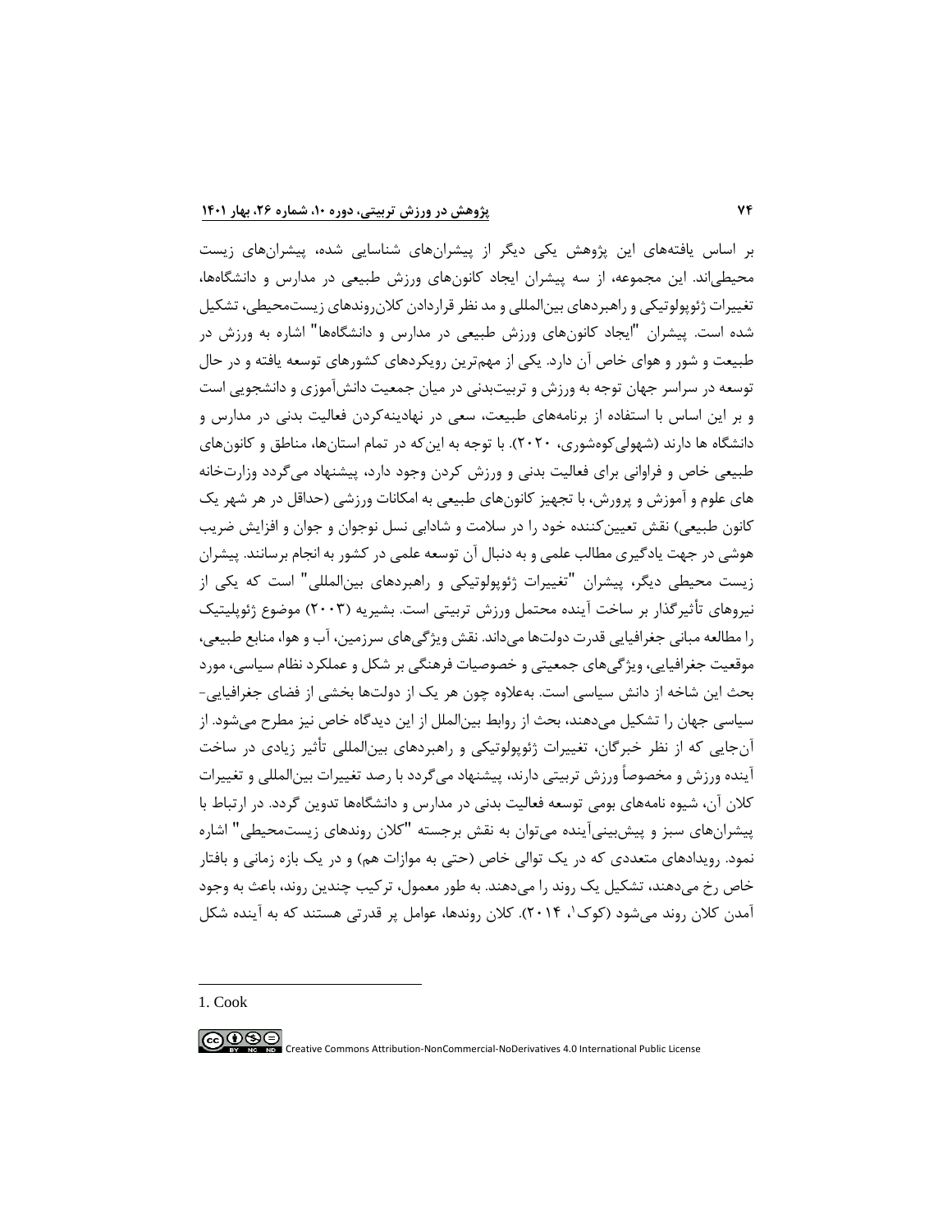بر اساس یافته‌های این پژوهش یکی دیگر از پیشران‌های شناسایی شده، پیشران‌های زیست محیطی‌اند. این مجموعه، از سه پیشران ایجاد کانون‌های ورزش طبیعی در مدارس و دانشگاه‌ها، تغییرات ژئوپولوتیکی و راهبردهای بین‌المللی و مد نظر قراردادن کلان‌روندهای زیست‌محیطی، تشکیل شده است. پیشران "ایجاد کانون‌های ورزش طبیعی در مدارس و دانشگاه‌ها" اشاره به ورزش در طبیعت و شور و هوای خاص آن دارد. یکی از مهم‌ترین رویکردهای کشورهای توسعه یافته و در حال توسعه در سراسر جهان توجه به ورزش و تربیت‌بدنی در میان جمعیت دانش‌آموزی و دانشجویی است و بر این اساس با استفاده از برنامه‌های طبیعت، سعی در نهادینه‌کردن فعالیت بدنی در مدارس و دانشگاه ها دارند (شهولی‌کوه‌شوری، ۲۰۲۰). با توجه به این‌که در تمام استان‌ها، مناطق و کانون‌های طبیعی خاص و فراوانی برای فعالیت بدنی و ورزش کردن وجود دارد، پیشنهاد می‌گردد وزارت‌خانه های علوم و آموزش و پرورش، با تجهیز کانون‌های طبیعی به امکانات ورزشی (حداقل در هر شهر یک کانون طبیعی) نقش تعیین‌کننده خود را در سلامت و شادابی نسل نوجوان و جوان و افزایش ضریب هوشی در جهت یادگیری مطالب علمی و به دنبال آن توسعه علمی در کشور به انجام برسانند. پیشران زیست محیطی دیگر، پیشران "تغییرات ژئوپولوتیکی و راهبردهای بین‌المللی" است که یکی از نیروهای تأثیرگذار بر ساخت آینده محتمل ورزش تربیتی است. بشیریه (۲۰۰۳) موضوع ژئوپلیتیک را مطالعه مبانی جغرافیایی قدرت دولت‌ها می‌داند. نقش ویژگی‌های سرزمین، آب و هوا، منابع طبیعی، موقعیت جغرافیایی، ویژگی‌های جمعیتی و خصوصیات فرهنگی بر شکل و عملکرد نظام سیاسی، مورد بحث این شاخه از دانش سیاسی است. به‌علاوه چون هر یک از دولت‌ها بخشی از فضای جغرافیایی-سیاسی جهان را تشکیل می‌دهند، بحث از روابط بین‌الملل از این دیدگاه خاص نیز مطرح می‌شود. از آن‌جایی که از نظر خبرگان، تغییرات ژئوپولوتیکی و راهبردهای بین‌المللی تأثیر زیادی در ساخت آینده ورزش و مخصوصاً ورزش تربیتی دارند، پیشنهاد می‌گردد با رصد تغییرات بین‌المللی و تغییرات کلان آن، شیوه نامه‌های بومی توسعه فعالیت بدنی در مدارس و دانشگاه‌ها تدوین گردد. در ارتباط با پیشران‌های سبز و پیش‌بینی‌آینده می‌توان به نقش برجسته "کلان روندهای زیست‌محیطی" اشاره نمود. رویدادهای متعددی که در یک توالی خاص (حتی به موازات هم) و در یک بازه زمانی و بافتار خاص رخ می‌دهند، تشکیل یک روند را می‌دهند. به طور معمول، ترکیب چندین روند، باعث به وجود آمدن کلان روند می‌شود (کوک[1]، ۲۰۱۴). کلان روندها، عوامل پر قدرتی هستند که به آینده شکل

---

1. Cook

Creative Commons Attribution-NonCommercial-NoDerivatives 4.0 International Public License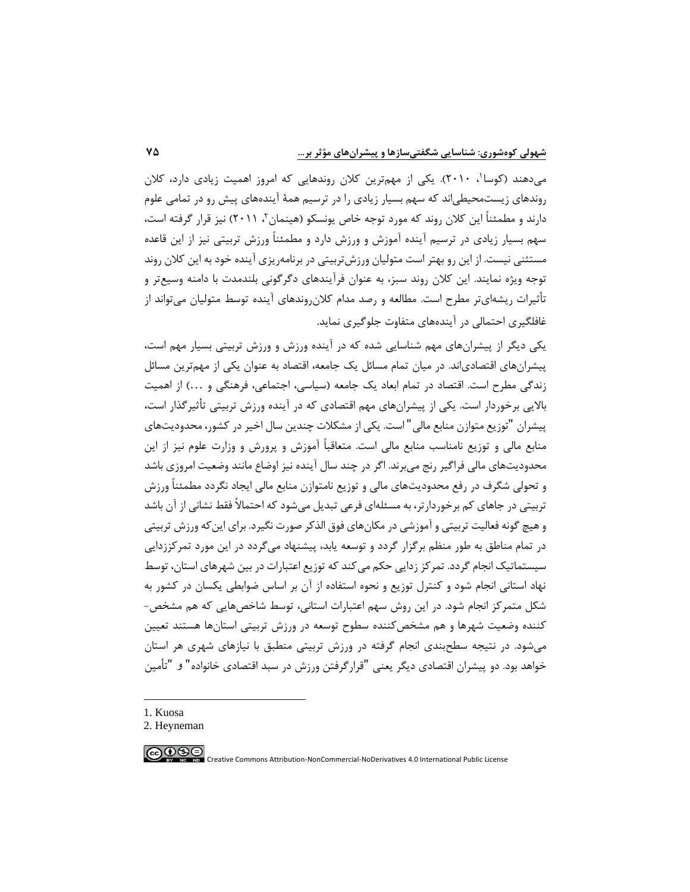می‌دهند (کوسا[1]، ۲۰۱۰). یکی از مهم‌ترین کلان روندهایی که امروز اهمیت زیادی دارد، کلان روندهای زیست‌محیطی‌اند که سهم بسیار زیادی را در ترسیم همهٔ آینده‌های پیش رو در تمامی علوم دارند و مطمئناً این کلان روند که مورد توجه خاص یونسکو (هینمان[2]، ۲۰۱۱) نیز قرار گرفته است، سهم بسیار زیادی در ترسیم آینده آموزش و ورزش دارد و مطمئناً ورزش تربیتی نیز از این قاعده مستثنی نیست. از این رو بهتر است متولیان ورزش‌تربیتی در برنامه‌ریزی آینده خود به این کلان روند توجه ویژه نمایند. این کلان روند سبز، به عنوان فرآیندهای دگرگونی بلندمدت با دامنه وسیع‌تر و تأثیرات ریشه‌ای‌تر مطرح است. مطالعه و رصد مدام کلان‌روندهای آینده توسط متولیان می‌تواند از غافلگیری احتمالی در آینده‌های متفاوت جلوگیری نماید.

یکی دیگر از پیشران‌های مهم شناسایی شده که در آینده ورزش و ورزش تربیتی بسیار مهم است، پیشران‌های اقتصادی‌اند. در میان تمام مسائل یک جامعه، اقتصاد به عنوان یکی از مهم‌ترین مسائل زندگی مطرح است. اقتصاد در تمام ابعاد یک جامعه (سیاسی، اجتماعی، فرهنگی و ...) از اهمیت بالایی برخوردار است. یکی از پیشران‌های مهم اقتصادی که در آینده ورزش تربیتی تأثیرگذار است، پیشران "توزیع متوازن منابع مالی" است. یکی از مشکلات چندین سال اخیر در کشور، محدودیت‌های منابع مالی و توزیع نامناسب منابع مالی است. متعاقباً آموزش و پرورش و وزارت علوم نیز از این محدودیت‌های مالی فراگیر رنج می‌برند. اگر در چند سال آینده نیز اوضاع مانند وضعیت امروزی باشد و تحولی شگرف در رفع محدودیت‌های مالی و توزیع نامتوازن منابع مالی ایجاد نگردد مطمئناً ورزش تربیتی در جاهای کم برخوردارتر، به مسئله‌ای فرعی تبدیل می‌شود که احتمالاً فقط نشانی از آن باشد و هیچ گونه فعالیت تربیتی و آموزشی در مکان‌های فوق الذکر صورت نگیرد. برای این‌که ورزش تربیتی در تمام مناطق به طور منظم برگزار گردد و توسعه یابد، پیشنهاد می‌گردد در این مورد تمرکززدایی سیستماتیک انجام گردد. تمرکز زدایی حکم می‌کند که توزیع اعتبارات در بین شهرهای استان، توسط نهاد استانی انجام شود و کنترل توزیع و نحوه استفاده از آن بر اساس ضوابطی یکسان در کشور به شکل متمرکز انجام شود. در این روش سهم اعتبارات استانی، توسط شاخص‌هایی که هم مشخص-کننده وضعیت شهرها و هم مشخص‌کننده سطوح توسعه در ورزش تربیتی استان‌ها هستند تعیین می‌شود. در نتیجه سطح‌بندی انجام گرفته در ورزش تربیتی منطبق با نیازهای شهری هر استان خواهد بود. دو پیشران اقتصادی دیگر یعنی "قرارگرفتن ورزش در سبد اقتصادی خانواده" و "تأمین

---

1. Kuosa
2. Heyneman

Creative Commons Attribution-NonCommercial-NoDerivatives 4.0 International Public License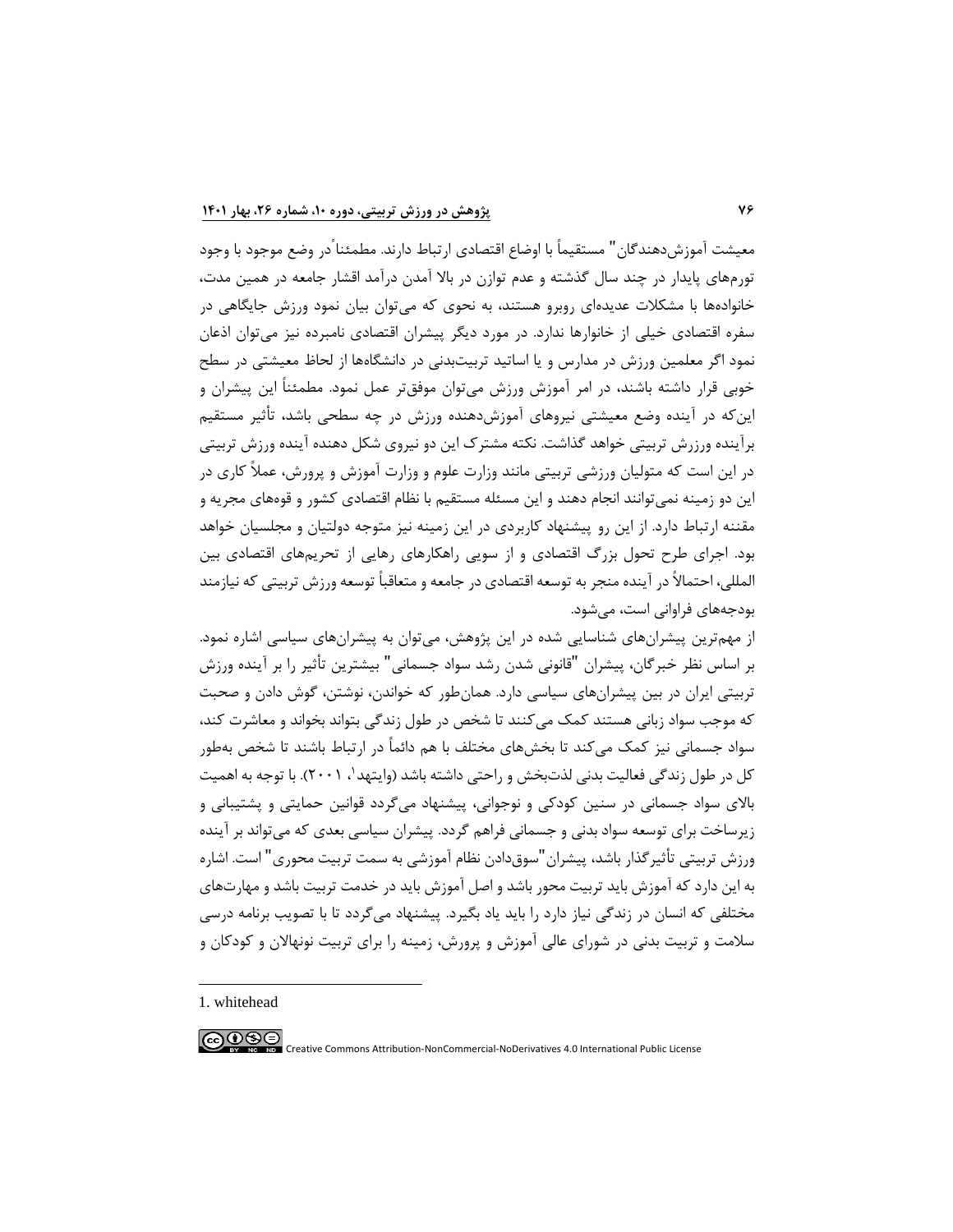معیشت آموزش‌دهندگان" مستقیماً با اوضاع اقتصادی ارتباط دارند. مطمئناً در وضع موجود با وجود تورم‌های پایدار در چند سال گذشته و عدم توازن در بالا آمدن درآمد اقشار جامعه در همین مدت، خانواده‌ها با مشکلات عدیده‌ای روبرو هستند، به نحوی که می‌توان بیان نمود ورزش جایگاهی در سفره اقتصادی خیلی از خانوارها ندارد. در مورد دیگر پیشران اقتصادی نامبرده نیز می‌توان اذعان نمود اگر معلمین ورزش در مدارس و یا اساتید تربیت‌بدنی در دانشگاه‌ها از لحاظ معیشتی در سطح خوبی قرار داشته باشند، در امر آموزش ورزش می‌توان موفق‌تر عمل نمود. مطمئناً این پیشران و این‌که در آینده وضع معیشتی نیروهای آموزش‌دهنده ورزش در چه سطحی باشد، تأثیر مستقیم برآینده ورزرش تربیتی خواهد گذاشت. نکته مشترک این دو نیروی شکل دهنده آینده ورزش تربیتی در این است که متولیان ورزشی تربیتی مانند وزارت علوم و وزارت آموزش و پرورش، عملاً کاری در این دو زمینه نمی‌توانند انجام دهند و این مسئله مستقیم با نظام اقتصادی کشور و قوه‌های مجریه و مقننه ارتباط دارد. از این رو پیشنهاد کاربردی در این زمینه نیز متوجه دولتیان و مجلسیان خواهد بود. اجرای طرح تحول بزرگ اقتصادی و از سویی راهکارهای رهایی از تحریم‌های اقتصادی بین المللی، احتمالاً در آینده منجر به توسعه اقتصادی در جامعه و متعاقباً توسعه ورزش تربیتی که نیازمند بودجه‌های فراوانی است، می‌شود.

از مهم‌ترین پیشران‌های شناسایی شده در این پژوهش، می‌توان به پیشران‌های سیاسی اشاره نمود. بر اساس نظر خبرگان، پیشران "قانونی شدن رشد سواد جسمانی" بیشترین تأثیر را بر آینده ورزش تربیتی ایران در بین پیشران‌های سیاسی دارد. همان‌طور که خواندن، نوشتن، گوش دادن و صحبت که موجب سواد زبانی هستند کمک می‌کنند تا شخص در طول زندگی بتواند بخواند و معاشرت کند، سواد جسمانی نیز کمک می‌کند تا بخش‌های مختلف با هم دائماً در ارتباط باشند تا شخص به‌طور کل در طول زندگی فعالیت بدنی لذت‌بخش و راحتی داشته باشد (وایتهد[1]، ۲۰۰۱). با توجه به اهمیت بالای سواد جسمانی در سنین کودکی و نوجوانی، پیشنهاد می‌گردد قوانین حمایتی و پشتیبانی و زیرساخت برای توسعه سواد بدنی و جسمانی فراهم گردد. پیشران سیاسی بعدی که می‌تواند بر آینده ورزش تربیتی تأثیرگذار باشد، پیشران "سوق‌دادن نظام آموزشی به سمت تربیت محوری" است. اشاره به این دارد که آموزش باید تربیت محور باشد و اصل آموزش باید در خدمت تربیت باشد و مهارت‌های مختلفی که انسان در زندگی نیاز دارد را باید یاد بگیرد. پیشنهاد می‌گردد تا با تصویب برنامه درسی سلامت و تربیت بدنی در شورای عالی آموزش و پرورش، زمینه را برای تربیت نونهالان و کودکان و

---

1. whitehead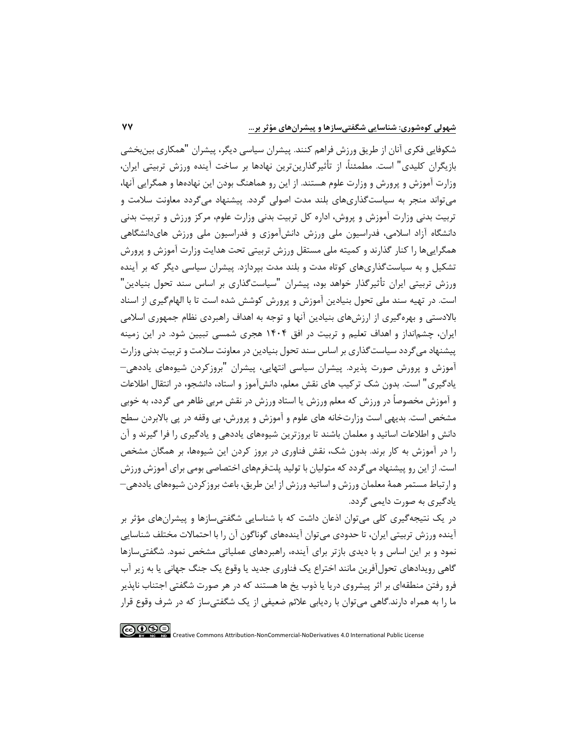شکوفایی فکری آنان از طریق ورزش فراهم کنند. پیشران سیاسی دیگر، پیشران "همکاری بین‌بخشی بازیگران کلیدی" است. مطمئناً، از تأثیرگذارین‌ترین نهادها بر ساخت آینده ورزش تربیتی ایران، وزارت آموزش و پرورش و وزارت علوم هستند. از این رو هماهنگ بودن این نهادەها و همگرایی آنها، می‌تواند منجر به سیاست‌گذاری‌های بلند مدت اصولی گردد. پیشنهاد می‌گردد معاونت سلامت و تربیت بدنی وزارت آموزش و پروش، اداره کل تربیت بدنی وزارت علوم، مرکز ورزش و تربیت بدنی دانشگاه آزاد اسلامی، فدراسیون ملی ورزش دانش‌آموزی و فدراسیون ملی ورزش های‌دانشگاهی همگرایی‌ها را کنار گذارند و کمیته ملی مستقل ورزش تربیتی تحت هدایت وزارت آموزش و پرورش تشکیل و به سیاست‌گذاری‌های کوتاه مدت و بلند مدت بپردازد. پیشران سیاسی دیگر که بر آینده ورزش تربیتی ایران تأثیرگذار خواهد بود، پیشران "سیاست‌گذاری بر اساس سند تحول بنیادین" است. در تهیه سند ملی تحول بنیادین آموزش و پرورش کوشش شده است تا با الهام‌گیری از اسناد بالادستی و بهره‌گیری از ارزش‌های بنیادین آنها و توجه به اهداف راهبردی نظام جمهوری اسلامی ایران، چشم‌انداز و اهداف تعلیم و تربیت در افق ۱۴۰۴ هجری شمسی تبیین شود. در این زمینه پیشنهاد می‌گردد سیاست‌گذاری بر اساس سند تحول بنیادین در معاونت سلامت و تربیت بدنی وزارت آموزش و پرورش صورت پذیرد. پیشران سیاسی انتهایی، پیشران "بروزکردن شیوەهای یاددهی–یادگیری" است. بدون شک ترکیب های نقش معلم، دانش‌آموز و استاد، دانشجو، در انتقال اطلاعات و آموزش مخصوصاً در ورزش که معلم ورزش یا استاد ورزش در نقش مربی ظاهر می گردد، به خوبی مشخص است. بدیهی است وزارت‌خانه های علوم و آموزش و پرورش، بی وقفه در پی بالابردن سطح دانش و اطلاعات اساتید و معلمان باشند تا بروزترین شیوەهای یاددهی و یادگیری را فرا گیرند و آن را در آموزش به کار برند. بدون شک، نقش فناوری در بروز کردن این شیوەها، بر همگان مشخص است. از این رو پیشنهاد می‌گردد که متولیان با تولید پلت‌فرم‌های اختصاصی بومی برای آموزش ورزش و ارتباط مستمر همهٔ معلمان ورزش و اساتید ورزش از این طریق، باعث بروزکردن شیوەهای یاددهی–یادگیری به صورت دایمی گردد.

در یک نتیجه‌گیری کلی می‌توان اذعان داشت که با شناسایی شگفتی‌سازها و پیشران‌های مؤثر بر آینده ورزش تربیتی ایران، تا حدودی می‌توان آینده‌های گوناگون آن را با احتمالات مختلف شناسایی نمود و بر این اساس و با دیدی بازتر برای آینده، راهبردهای عملیاتی مشخص نمود. شگفتی‌سازها گاهی رویدادهای تحول‌آفرین مانند اختراع یک فناوری جدید یا وقوع یک جنگ جهانی یا به زیر آب فرو رفتن منطقه‌ای بر اثر پیشروی دریا یا ذوب یخ ها هستند که در هر صورت شگفتی اجتناب ناپذیر ما را به همراه دارند.گاهی می‌توان با ردیابی علائم ضعیفی از یک شگفتی‌ساز که در شرف وقوع قرار

Creative Commons Attribution-NonCommercial-NoDerivatives 4.0 International Public License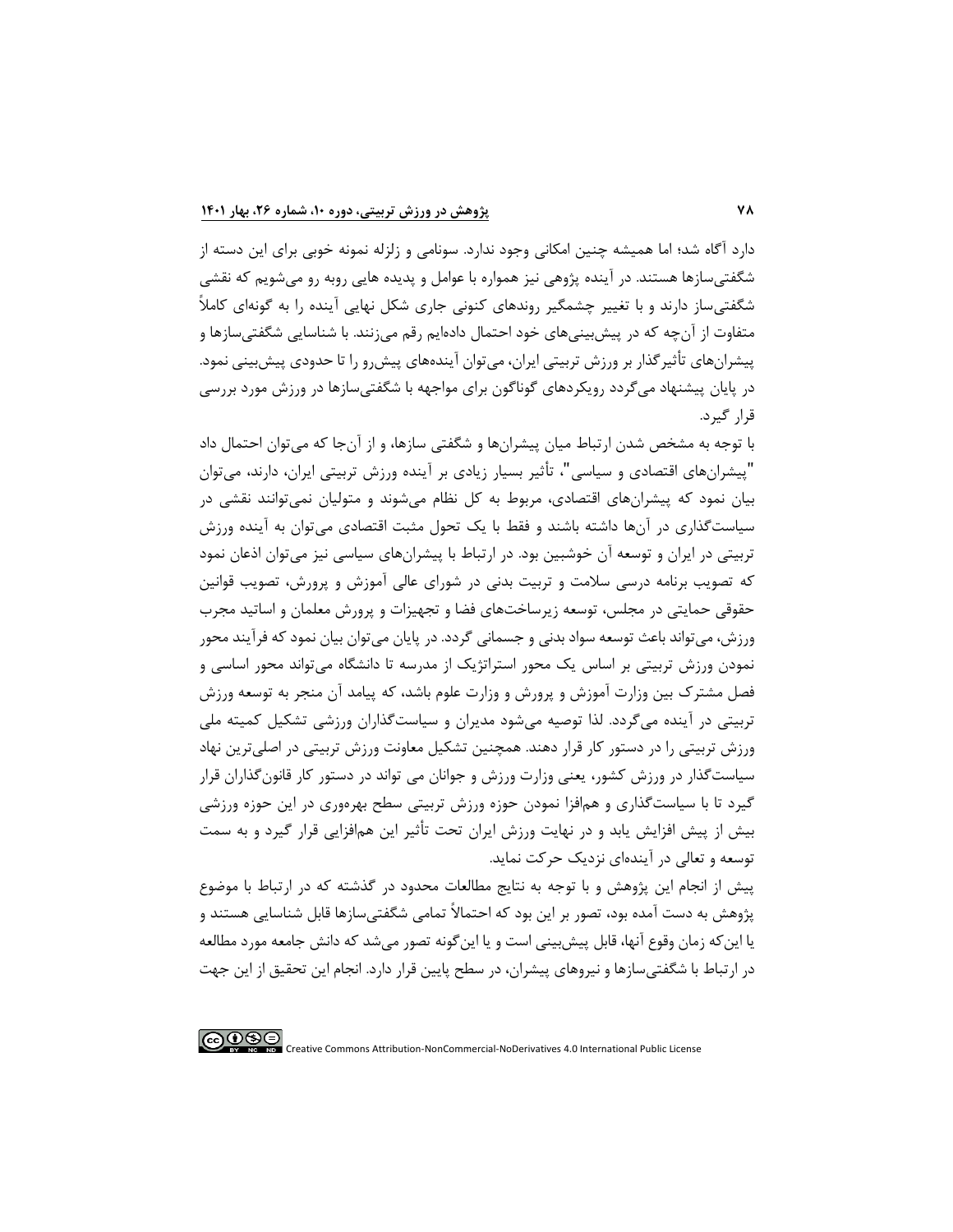دارد آگاه شد؛ اما همیشه چنین امکانی وجود ندارد. سونامی و زلزله نمونه خوبی برای این دسته از شگفتی‌سازها هستند. در آینده پژوهی نیز همواره با عوامل و پدیده هایی روبه رو می‌شویم که نقشی شگفتی‌ساز دارند و با تغییر چشمگیر روندهای کنونی جاری شکل نهایی آینده را به گونه‌ای کاملاً متفاوت از آن‌چه که در پیش‌بینی‌های خود احتمال داده‌ایم رقم می‌زنند. با شناسایی شگفتی‌سازها و پیشران‌های تأثیرگذار بر ورزش تربیتی ایران، می‌توان آینده‌های پیش‌رو را تا حدودی پیش‌بینی نمود. در پایان پیشنهاد می‌گردد رویکردهای گوناگون برای مواجهه با شگفتی‌سازها در ورزش مورد بررسی قرار گیرد.

با توجه به مشخص شدن ارتباط میان پیشران‌ها و شگفتی سازها، و از آن‌جا که می‌توان احتمال داد "پیشران‌های اقتصادی و سیاسی"، تأثیر بسیار زیادی بر آینده ورزش تربیتی ایران، دارند، می‌توان بیان نمود که پیشران‌های اقتصادی، مربوط به کل نظام می‌شوند و متولیان نمی‌توانند نقشی در سیاست‌گذاری در آن‌ها داشته باشند و فقط با یک تحول مثبت اقتصادی می‌توان به آینده ورزش تربیتی در ایران و توسعه آن خوشبین بود. در ارتباط با پیشران‌های سیاسی نیز می‌توان اذعان نمود که تصویب برنامه درسی سلامت و تربیت بدنی در شورای عالی آموزش و پرورش، تصویب قوانین حقوقی حمایتی در مجلس، توسعه زیرساخت‌های فضا و تجهیزات و پرورش معلمان و اساتید مجرب ورزش، می‌تواند باعث توسعه سواد بدنی و جسمانی گردد. در پایان می‌توان بیان نمود که فرآیند محور نمودن ورزش تربیتی بر اساس یک محور استراتژیک از مدرسه تا دانشگاه می‌تواند محور اساسی و فصل مشترک بین وزارت آموزش و پرورش و وزارت علوم باشد، که پیامد آن منجر به توسعه ورزش تربیتی در آینده می‌گردد. لذا توصیه می‌شود مدیران و سیاست‌گذاران ورزشی تشکیل کمیته ملی ورزش تربیتی را در دستور کار قرار دهند. همچنین تشکیل معاونت ورزش تربیتی در اصلی‌ترین نهاد سیاست‌گذار در ورزش کشور، یعنی وزارت ورزش و جوانان می تواند در دستور کار قانون‌گذاران قرار گیرد تا با سیاست‌گذاری و هم‌افزا نمودن حوزه ورزش تربیتی سطح بهره‌وری در این حوزه ورزشی بیش از پیش افزایش یابد و در نهایت ورزش ایران تحت تأثیر این هم‌افزایی قرار گیرد و به سمت توسعه و تعالی در آینده‌ای نزدیک حرکت نماید.

پیش از انجام این پژوهش و با توجه به نتایج مطالعات محدود در گذشته که در ارتباط با موضوع پژوهش به دست آمده بود، تصور بر این بود که احتمالاً تمامی شگفتی‌سازها قابل شناسایی هستند و یا این‌که زمان وقوع آنها، قابل پیش‌بینی است و یا این‌گونه تصور می‌شد که دانش جامعه مورد مطالعه در ارتباط با شگفتی‌سازها و نیروهای پیشران، در سطح پایین قرار دارد. انجام این تحقیق از این جهت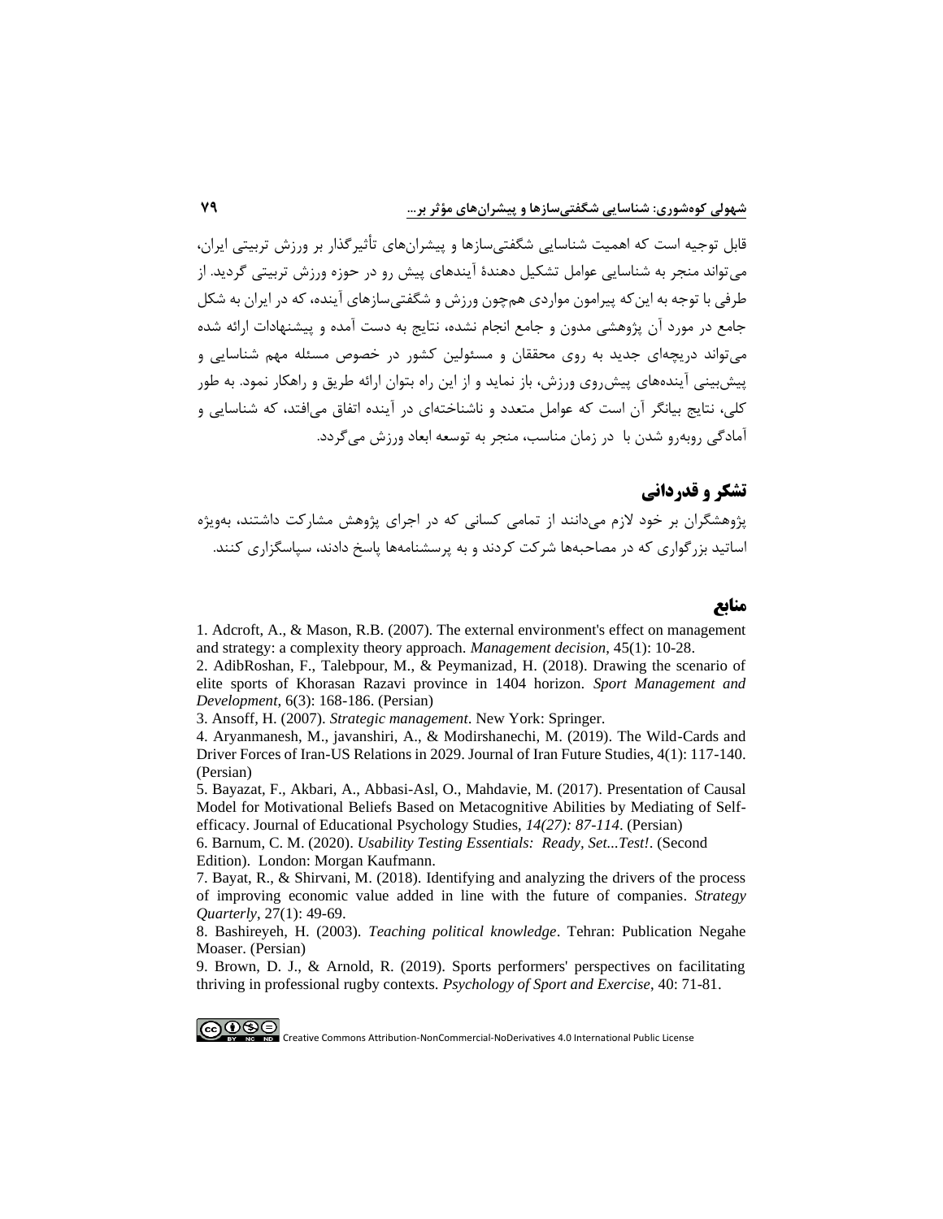قابل توجیه است که اهمیت شناسایی شگفتی‌سازها و پیشران‌های تأثیرگذار بر ورزش تربیتی ایران، می‌تواند منجر به شناسایی عوامل تشکیل دهندهٔ آینده‌های پیش رو در حوزه ورزش تربیتی گردید. از طرفی با توجه به این‌که پیرامون مواردی هم‌چون ورزش و شگفتی‌سازهای آینده، که در ایران به شکل جامع در مورد آن پژوهشی مدون و جامع انجام نشده، نتایج به دست آمده و پیشنهادات ارائه شده می‌تواند دریچه‌ای جدید به روی محققان و مسئولین کشور در خصوص مسئله مهم شناسایی و پیش‌بینی آینده‌های پیش‌روی ورزش، باز نماید و از این راه بتوان ارائه طریق و راهکار نمود. به طور کلی، نتایج بیانگر آن است که عوامل متعدد و ناشناخته‌ای در آینده اتفاق می‌افتد، که شناسایی و آمادگی روبه‌رو شدن با در زمان مناسب، منجر به توسعه ابعاد ورزش می‌گردد.

## تشکر و قدردانی

پژوهشگران بر خود لازم می‌دانند از تمامی کسانی که در اجرای پژوهش مشارکت داشتند، به‌ویژه اساتید بزرگواری که در مصاحبه‌ها شرکت کردند و به پرسشنامه‌ها پاسخ دادند، سپاسگزاری کنند.

## منابع

1. Adcroft, A., & Mason, R.B. (2007). The external environment's effect on management and strategy: a complexity theory approach. *Management decision*, 45(1): 10-28.
2. AdibRoshan, F., Talebpour, M., & Peymanizad, H. (2018). Drawing the scenario of elite sports of Khorasan Razavi province in 1404 horizon. *Sport Management and Development*, 6(3): 168-186. (Persian)
3. Ansoff, H. (2007). *Strategic management*. New York: Springer.
4. Aryanmanesh, M., javanshiri, A., & Modirshanechi, M. (2019). The Wild-Cards and Driver Forces of Iran-US Relations in 2029. Journal of Iran Future Studies, 4(1): 117-140. (Persian)
5. Bayazat, F., Akbari, A., Abbasi-Asl, O., Mahdavie, M. (2017). Presentation of Causal Model for Motivational Beliefs Based on Metacognitive Abilities by Mediating of Self-efficacy. Journal of Educational Psychology Studies, *14(27): 87-114*. (Persian)
6. Barnum, C. M. (2020). *Usability Testing Essentials: Ready, Set...Test!*. (Second Edition). London: Morgan Kaufmann.
7. Bayat, R., & Shirvani, M. (2018). Identifying and analyzing the drivers of the process of improving economic value added in line with the future of companies. *Strategy Quarterly*, 27(1): 49-69.
8. Bashireyeh, H. (2003). *Teaching political knowledge*. Tehran: Publication Negahe Moaser. (Persian)
9. Brown, D. J., & Arnold, R. (2019). Sports performers' perspectives on facilitating thriving in professional rugby contexts. *Psychology of Sport and Exercise*, 40: 71-81.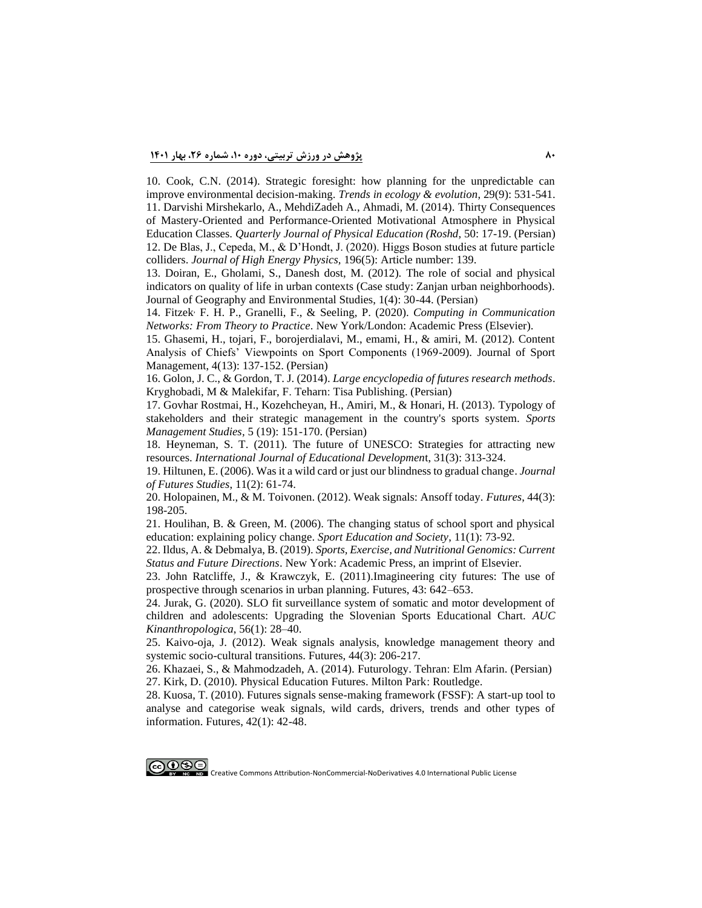10. Cook, C.N. (2014). Strategic foresight: how planning for the unpredictable can improve environmental decision-making. *Trends in ecology & evolution*, 29(9): 531-541.

11. Darvishi Mirshekarlo, A., MehdiZadeh A., Ahmadi, M. (2014). Thirty Consequences of Mastery-Oriented and Performance-Oriented Motivational Atmosphere in Physical Education Classes. *Quarterly Journal of Physical Education (Roshd*, 50: 17-19. (Persian)

12. De Blas, J., Cepeda, M., & D'Hondt, J. (2020). Higgs Boson studies at future particle colliders. *Journal of High Energy Physics,* 196(5): Article number: 139.

13. Doiran, E., Gholami, S., Danesh dost, M. (2012). The role of social and physical indicators on quality of life in urban contexts (Case study: Zanjan urban neighborhoods). Journal of Geography and Environmental Studies, 1(4): 30-44. (Persian)

14. Fitzek، F. H. P., Granelli, F., & Seeling, P. (2020). *Computing in Communication Networks: From Theory to Practice*. New York/London: Academic Press (Elsevier).

15. Ghasemi, H., tojari, F., borojerdialavi, M., emami, H., & amiri, M. (2012). Content Analysis of Chiefs' Viewpoints on Sport Components (1969-2009). Journal of Sport Management, 4(13): 137-152. (Persian)

16. Golon, J. C., & Gordon, T. J. (2014). *Large encyclopedia of futures research methods*. Kryghobadi, M & Malekifar, F. Teharn: Tisa Publishing. (Persian)

17. Govhar Rostmai, H., Kozehcheyan, H., Amiri, M., & Honari, H. (2013). Typology of stakeholders and their strategic management in the country's sports system. *Sports Management Studies*, 5 (19): 151-170. (Persian)

18. Heyneman, S. T. (2011). The future of UNESCO: Strategies for attracting new resources. *International Journal of Educational Developmen*t, 31(3): 313-324.

19. Hiltunen, E. (2006). Was it a wild card or just our blindness to gradual change. *Journal of Futures Studies*, 11(2): 61-74.

20. Holopainen, M., & M. Toivonen. (2012). Weak signals: Ansoff today. *Futures*, 44(3): 198-205.

21. Houlihan, B. & Green, M. (2006). The changing status of school sport and physical education: explaining policy change. *Sport Education and Society*, 11(1): 73-92.

22. Ildus, A. & Debmalya, B. (2019). *Sports, Exercise, and Nutritional Genomics: Current Status and Future Directions*. New York: Academic Press, an imprint of Elsevier.

23. John Ratcliffe, J., & Krawczyk, E. (2011).Imagineering city futures: The use of prospective through scenarios in urban planning. Futures, 43: 642–653.

24. Jurak, G. (2020). SLO fit surveillance system of somatic and motor development of children and adolescents: Upgrading the Slovenian Sports Educational Chart. *AUC Kinanthropologica*, 56(1): 28–40.

25. Kaivo-oja, J. (2012). Weak signals analysis, knowledge management theory and systemic socio-cultural transitions. Futures, 44(3): 206-217.

26. Khazaei, S., & Mahmodzadeh, A. (2014). Futurology. Tehran: Elm Afarin. (Persian)

27. Kirk, D. (2010). Physical Education Futures. Milton Park: Routledge.

28. Kuosa, T. (2010). Futures signals sense-making framework (FSSF): A start-up tool to analyse and categorise weak signals, wild cards, drivers, trends and other types of information. Futures, 42(1): 42-48.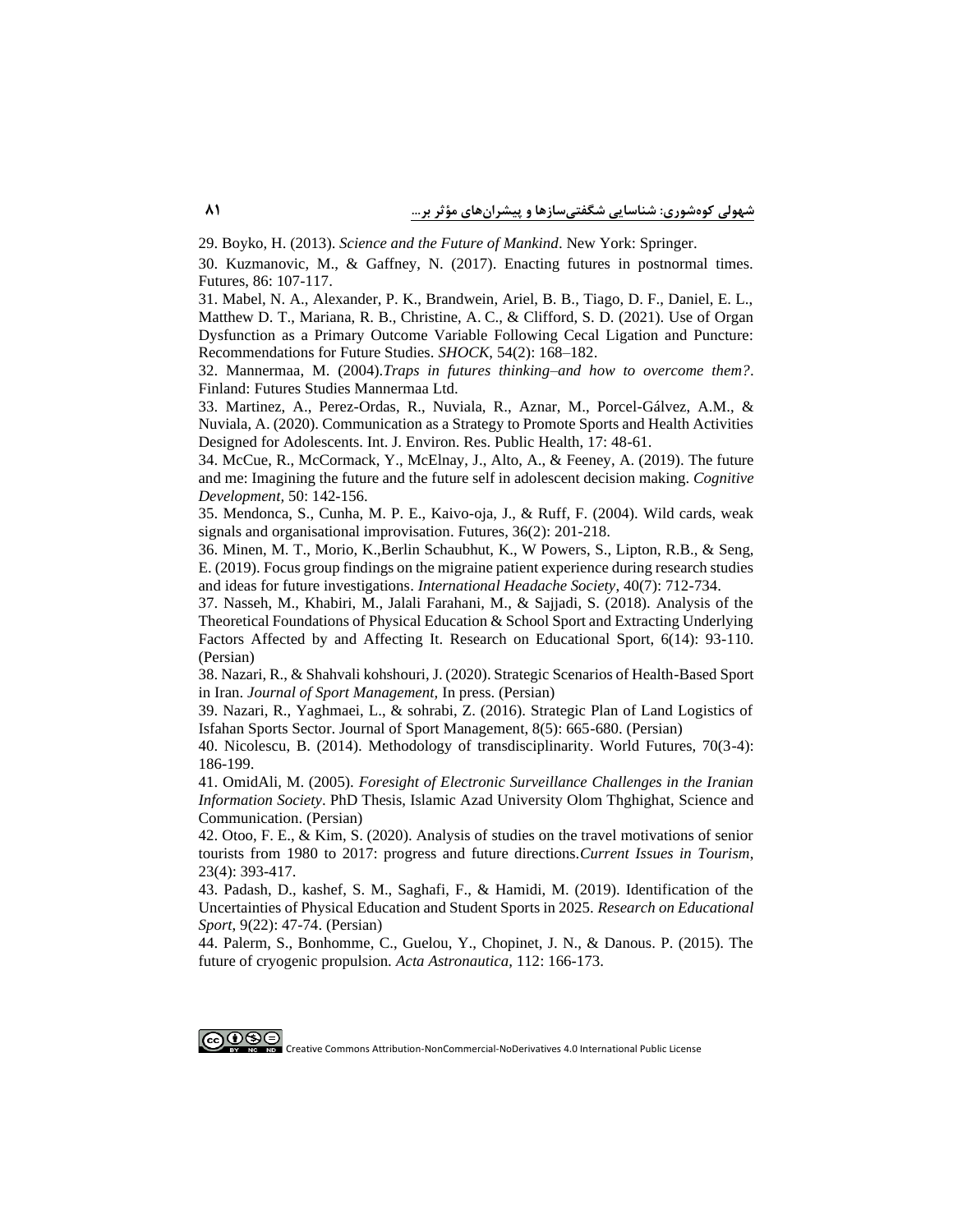29. Boyko, H. (2013). *Science and the Future of Mankind*. New York: Springer.

30. Kuzmanovic, M., & Gaffney, N. (2017). Enacting futures in postnormal times. Futures, 86: 107-117.

31. Mabel, N. A., Alexander, P. K., Brandwein, Ariel, B. B., Tiago, D. F., Daniel, E. L., Matthew D. T., Mariana, R. B., Christine, A. C., & Clifford, S. D. (2021). Use of Organ Dysfunction as a Primary Outcome Variable Following Cecal Ligation and Puncture: Recommendations for Future Studies. *SHOCK*, 54(2): 168–182.

32. Mannermaa, M. (2004).*Traps in futures thinking–and how to overcome them?*. Finland: Futures Studies Mannermaa Ltd.

33. Martinez, A., Perez-Ordas, R., Nuviala, R., Aznar, M., Porcel-Gálvez, A.M., & Nuviala, A. (2020). Communication as a Strategy to Promote Sports and Health Activities Designed for Adolescents. Int. J. Environ. Res. Public Health, 17: 48-61.

34. McCue, R., McCormack, Y., McElnay, J., Alto, A., & Feeney, A. (2019). The future and me: Imagining the future and the future self in adolescent decision making. *Cognitive Development*, 50: 142-156.

35. Mendonca, S., Cunha, M. P. E., Kaivo-oja, J., & Ruff, F. (2004). Wild cards, weak signals and organisational improvisation. Futures, 36(2): 201-218.

36. Minen, M. T., Morio, K.,Berlin Schaubhut, K., W Powers, S., Lipton, R.B., & Seng, E. (2019). Focus group findings on the migraine patient experience during research studies and ideas for future investigations. *International Headache Society*, 40(7): 712-734.

37. Nasseh, M., Khabiri, M., Jalali Farahani, M., & Sajjadi, S. (2018). Analysis of the Theoretical Foundations of Physical Education & School Sport and Extracting Underlying Factors Affected by and Affecting It. Research on Educational Sport, 6(14): 93-110. (Persian)

38. Nazari, R., & Shahvali kohshouri, J. (2020). Strategic Scenarios of Health-Based Sport in Iran. *Journal of Sport Management*, In press. (Persian)

39. Nazari, R., Yaghmaei, L., & sohrabi, Z. (2016). Strategic Plan of Land Logistics of Isfahan Sports Sector. Journal of Sport Management, 8(5): 665-680. (Persian)

40. Nicolescu, B. (2014). Methodology of transdisciplinarity. World Futures, 70(3-4): 186-199.

41. OmidAli, M. (2005). *Foresight of Electronic Surveillance Challenges in the Iranian Information Society*. PhD Thesis, Islamic Azad University Olom Thghighat, Science and Communication. (Persian)

42. Otoo, F. E., & Kim, S. (2020). Analysis of studies on the travel motivations of senior tourists from 1980 to 2017: progress and future directions.*Current Issues in Tourism*, 23(4): 393-417.

43. Padash, D., kashef, S. M., Saghafi, F., & Hamidi, M. (2019). Identification of the Uncertainties of Physical Education and Student Sports in 2025. *Research on Educational Sport*, 9(22): 47-74. (Persian)

44. Palerm, S., Bonhomme, C., Guelou, Y., Chopinet, J. N., & Danous. P. (2015). The future of cryogenic propulsion. *Acta Astronautica*, 112: 166-173.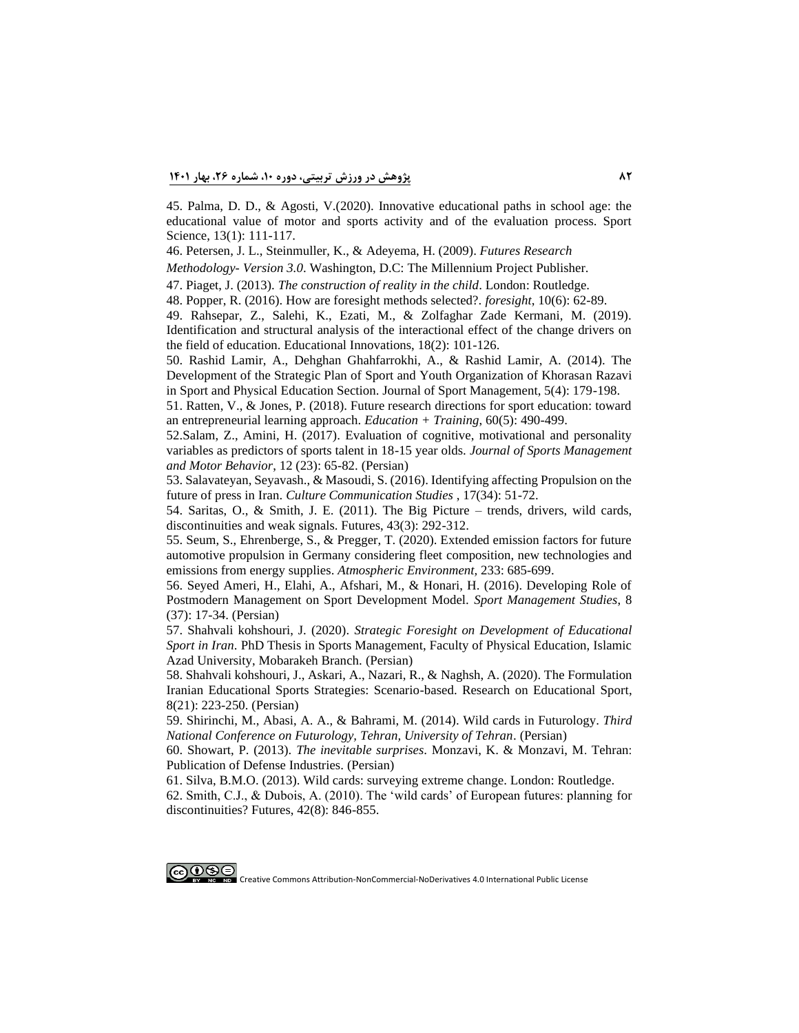45. Palma, D. D., & Agosti, V.(2020). Innovative educational paths in school age: the educational value of motor and sports activity and of the evaluation process. Sport Science, 13(1): 111-117.

46. Petersen, J. L., Steinmuller, K., & Adeyema, H. (2009). *Futures Research Methodology- Version 3.0*. Washington, D.C: The Millennium Project Publisher.

47. Piaget, J. (2013). *The construction of reality in the child*. London: Routledge.

48. Popper, R. (2016). How are foresight methods selected?. *foresight*, 10(6): 62-89.

49. Rahsepar, Z., Salehi, K., Ezati, M., & Zolfaghar Zade Kermani, M. (2019). Identification and structural analysis of the interactional effect of the change drivers on the field of education. Educational Innovations, 18(2): 101-126.

50. Rashid Lamir, A., Dehghan Ghahfarrokhi, A., & Rashid Lamir, A. (2014). The Development of the Strategic Plan of Sport and Youth Organization of Khorasan Razavi in Sport and Physical Education Section. Journal of Sport Management, 5(4): 179-198.

51. Ratten, V., & Jones, P. (2018). Future research directions for sport education: toward an entrepreneurial learning approach. *Education + Training*, 60(5): 490-499.

52.Salam, Z., Amini, H. (2017). Evaluation of cognitive, motivational and personality variables as predictors of sports talent in 18-15 year olds. *Journal of Sports Management and Motor Behavior*, 12 (23): 65-82. (Persian)

53. Salavateyan, Seyavash., & Masoudi, S. (2016). Identifying affecting Propulsion on the future of press in Iran. *Culture Communication Studies* , 17(34): 51-72.

54. Saritas, O., & Smith, J. E. (2011). The Big Picture – trends, drivers, wild cards, discontinuities and weak signals. Futures, 43(3): 292-312.

55. Seum, S., Ehrenberge, S., & Pregger, T. (2020). Extended emission factors for future automotive propulsion in Germany considering fleet composition, new technologies and emissions from energy supplies. *Atmospheric Environment,* 233: 685-699.

56. Seyed Ameri, H., Elahi, A., Afshari, M., & Honari, H. (2016). Developing Role of Postmodern Management on Sport Development Model. *Sport Management Studies*, 8 (37): 17-34. (Persian)

57. Shahvali kohshouri, J. (2020). *Strategic Foresight on Development of Educational Sport in Iran*. PhD Thesis in Sports Management, Faculty of Physical Education, Islamic Azad University, Mobarakeh Branch. (Persian)

58. Shahvali kohshouri, J., Askari, A., Nazari, R., & Naghsh, A. (2020). The Formulation Iranian Educational Sports Strategies: Scenario-based. Research on Educational Sport, 8(21): 223-250. (Persian)

59. Shirinchi, M., Abasi, A. A., & Bahrami, M. (2014). Wild cards in Futurology. *Third National Conference on Futurology, Tehran, University of Tehran*. (Persian)

60. Showart, P. (2013). *The inevitable surprises*. Monzavi, K. & Monzavi, M. Tehran: Publication of Defense Industries. (Persian)

61. Silva, B.M.O. (2013). Wild cards: surveying extreme change. London: Routledge.

62. Smith, C.J., & Dubois, A. (2010). The 'wild cards' of European futures: planning for discontinuities? Futures, 42(8): 846-855.

Creative Commons Attribution-NonCommercial-NoDerivatives 4.0 International Public License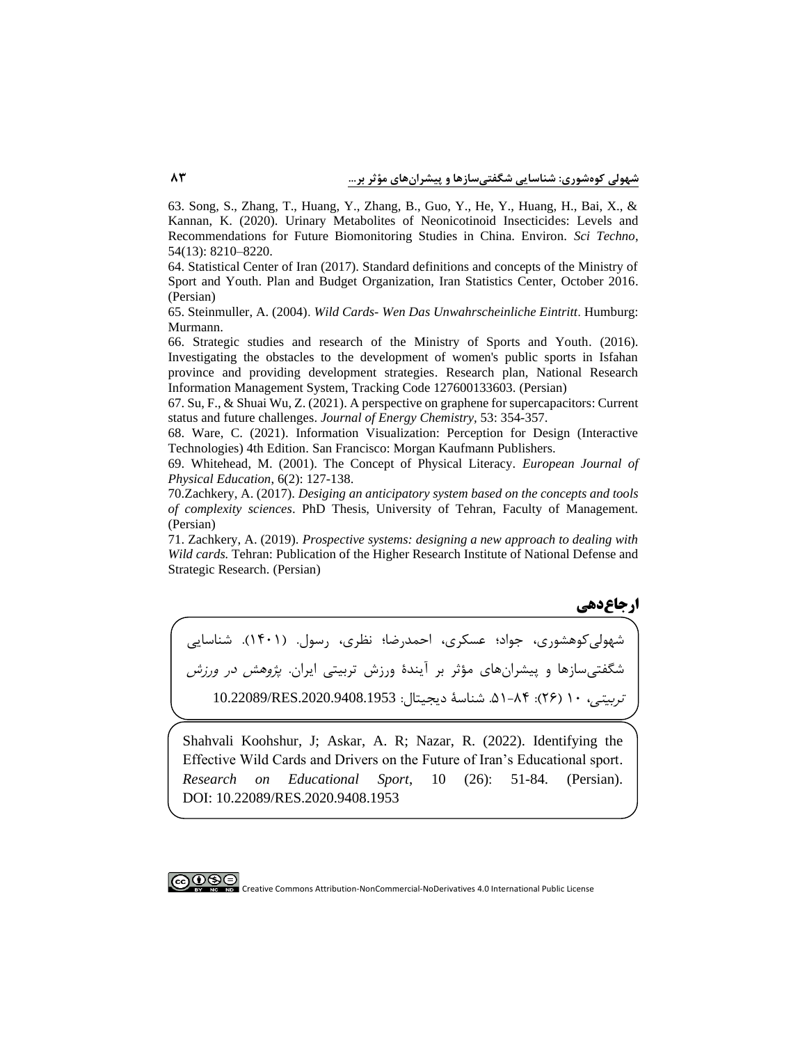63. Song, S., Zhang, T., Huang, Y., Zhang, B., Guo, Y., He, Y., Huang, H., Bai, X., & Kannan, K. (2020). Urinary Metabolites of Neonicotinoid Insecticides: Levels and Recommendations for Future Biomonitoring Studies in China. Environ. *Sci Techno*, 54(13): 8210–8220.

64. Statistical Center of Iran (2017). Standard definitions and concepts of the Ministry of Sport and Youth. Plan and Budget Organization, Iran Statistics Center, October 2016. (Persian)

65. Steinmuller, A. (2004). *Wild Cards- Wen Das Unwahrscheinliche Eintritt*. Humburg: Murmann.

66. Strategic studies and research of the Ministry of Sports and Youth. (2016). Investigating the obstacles to the development of women's public sports in Isfahan province and providing development strategies. Research plan, National Research Information Management System, Tracking Code 127600133603. (Persian)

67. Su, F., & Shuai Wu, Z. (2021). A perspective on graphene for supercapacitors: Current status and future challenges. *Journal of Energy Chemistry*, 53: 354-357.

68. Ware, C. (2021). Information Visualization: Perception for Design (Interactive Technologies) 4th Edition. San Francisco: Morgan Kaufmann Publishers.

69. Whitehead, M. (2001). The Concept of Physical Literacy. *European Journal of Physical Education*, 6(2): 127-138.

70.Zachkery, A. (2017). *Desiging an anticipatory system based on the concepts and tools of complexity sciences*. PhD Thesis, University of Tehran, Faculty of Management. (Persian)

71. Zachkery, A. (2019). *Prospective systems: designing a new approach to dealing with Wild cards.* Tehran: Publication of the Higher Research Institute of National Defense and Strategic Research. (Persian)

## ارجاع‌دهی

شهولی‌کوهشوری، جواد؛ عسکری، احمدرضا؛ نظری، رسول. (۱۴۰۱). شناسایی شگفتی‌سازها و پیشران‌های مؤثر بر آیندهٔ ورزش تربیتی ایران. *پژوهش در ورزش تربیتی*، ۱۰ (۲۶): ۸۴-۵۱. شناسهٔ دیجیتال: 10.22089/RES.2020.9408.1953

Shahvali Koohshur, J; Askar, A. R; Nazar, R. (2022). Identifying the Effective Wild Cards and Drivers on the Future of Iran's Educational sport. *Research on Educational Sport*, 10 (26): 51-84. (Persian). DOI: 10.22089/RES.2020.9408.1953

Creative Commons Attribution-NonCommercial-NoDerivatives 4.0 International Public License